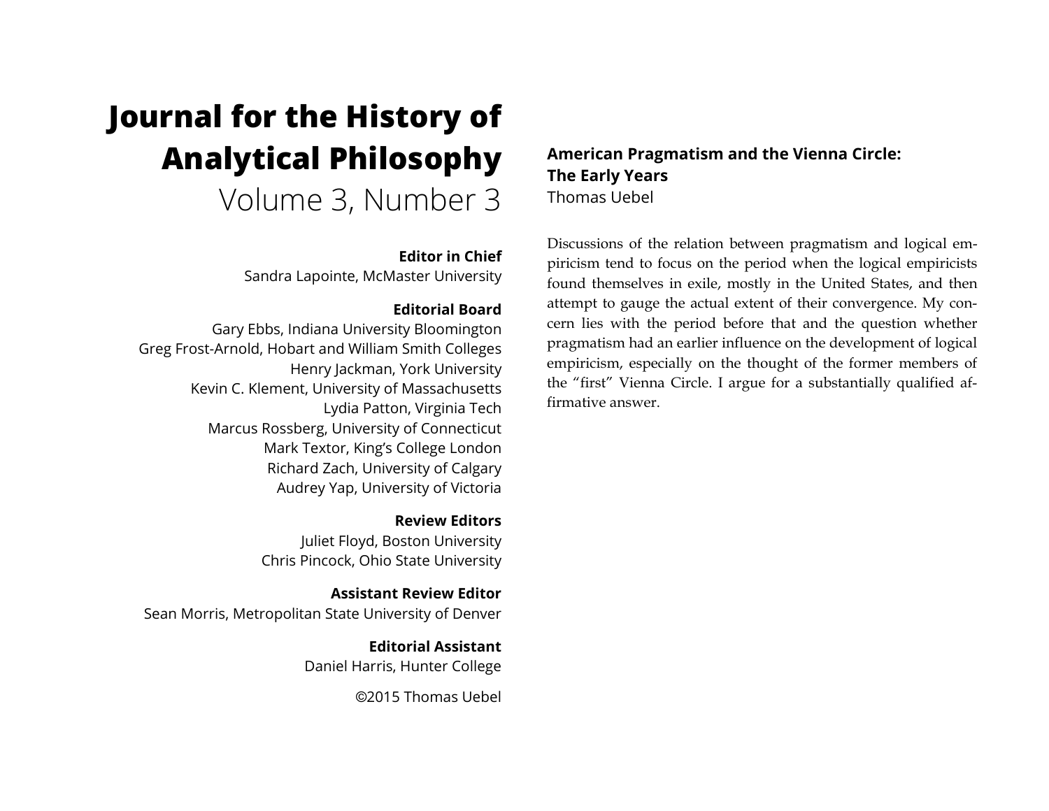# Journal for the History of Analytical Philosophy

Volume 3, Number 3

**Editor in Chief**
Sandra Lapointe, McMaster University

**Editorial Board**
Gary Ebbs, Indiana University Bloomington
Greg Frost-Arnold, Hobart and William Smith Colleges
Henry Jackman, York University
Kevin C. Klement, University of Massachusetts
Lydia Patton, Virginia Tech
Marcus Rossberg, University of Connecticut
Mark Textor, King's College London
Richard Zach, University of Calgary
Audrey Yap, University of Victoria

**Review Editors**
Juliet Floyd, Boston University
Chris Pincock, Ohio State University

**Assistant Review Editor**
Sean Morris, Metropolitan State University of Denver

**Editorial Assistant**
Daniel Harris, Hunter College

©2015 Thomas Uebel

## American Pragmatism and the Vienna Circle: The Early Years

Thomas Uebel

Discussions of the relation between pragmatism and logical empiricism tend to focus on the period when the logical empiricists found themselves in exile, mostly in the United States, and then attempt to gauge the actual extent of their convergence. My concern lies with the period before that and the question whether pragmatism had an earlier influence on the development of logical empiricism, especially on the thought of the former members of the "first" Vienna Circle. I argue for a substantially qualified affirmative answer.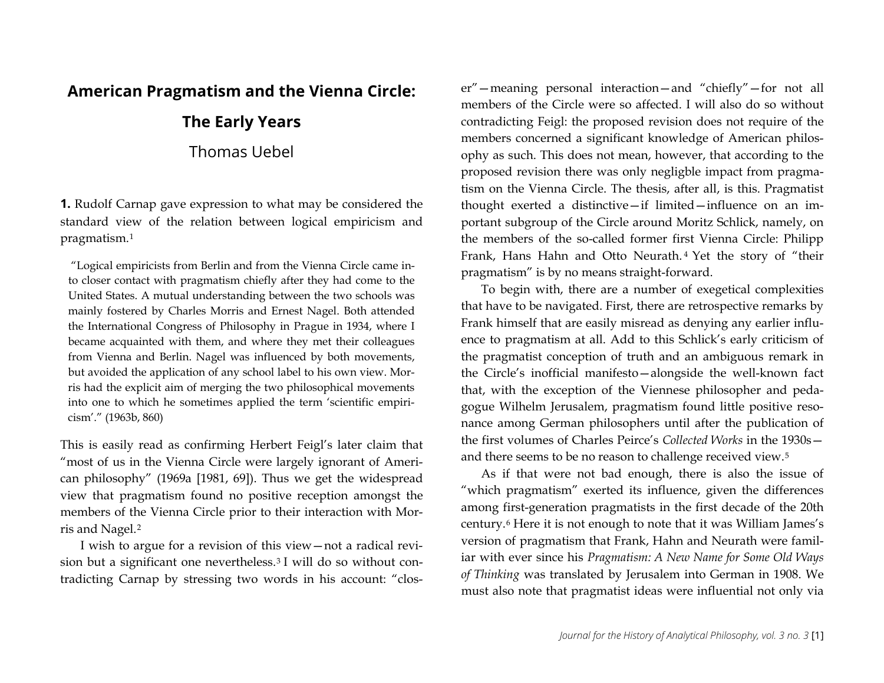# American Pragmatism and the Vienna Circle: The Early Years

Thomas Uebel

**1.** Rudolf Carnap gave expression to what may be considered the standard view of the relation between logical empiricism and pragmatism.[1]

> "Logical empiricists from Berlin and from the Vienna Circle came into closer contact with pragmatism chiefly after they had come to the United States. A mutual understanding between the two schools was mainly fostered by Charles Morris and Ernest Nagel. Both attended the International Congress of Philosophy in Prague in 1934, where I became acquainted with them, and where they met their colleagues from Vienna and Berlin. Nagel was influenced by both movements, but avoided the application of any school label to his own view. Morris had the explicit aim of merging the two philosophical movements into one to which he sometimes applied the term 'scientific empiricism'." (1963b, 860)

This is easily read as confirming Herbert Feigl's later claim that "most of us in the Vienna Circle were largely ignorant of American philosophy" (1969a [1981, 69]). Thus we get the widespread view that pragmatism found no positive reception amongst the members of the Vienna Circle prior to their interaction with Morris and Nagel.[2]

I wish to argue for a revision of this view—not a radical revision but a significant one nevertheless.[3] I will do so without contradicting Carnap by stressing two words in his account: "closer"—meaning personal interaction—and "chiefly"—for not all members of the Circle were so affected. I will also do so without contradicting Feigl: the proposed revision does not require of the members concerned a significant knowledge of American philosophy as such. This does not mean, however, that according to the proposed revision there was only negligble impact from pragmatism on the Vienna Circle. The thesis, after all, is this. Pragmatist thought exerted a distinctive—if limited—influence on an important subgroup of the Circle around Moritz Schlick, namely, on the members of the so-called former first Vienna Circle: Philipp Frank, Hans Hahn and Otto Neurath.[4] Yet the story of "their pragmatism" is by no means straight-forward.

To begin with, there are a number of exegetical complexities that have to be navigated. First, there are retrospective remarks by Frank himself that are easily misread as denying any earlier influence to pragmatism at all. Add to this Schlick's early criticism of the pragmatist conception of truth and an ambiguous remark in the Circle's inofficial manifesto—alongside the well-known fact that, with the exception of the Viennese philosopher and pedagogue Wilhelm Jerusalem, pragmatism found little positive resonance among German philosophers until after the publication of the first volumes of Charles Peirce's *Collected Works* in the 1930s—and there seems to be no reason to challenge received view.[5]

As if that were not bad enough, there is also the issue of "which pragmatism" exerted its influence, given the differences among first-generation pragmatists in the first decade of the 20th century.[6] Here it is not enough to note that it was William James's version of pragmatism that Frank, Hahn and Neurath were familiar with ever since his *Pragmatism: A New Name for Some Old Ways of Thinking* was translated by Jerusalem into German in 1908. We must also note that pragmatist ideas were influential not only via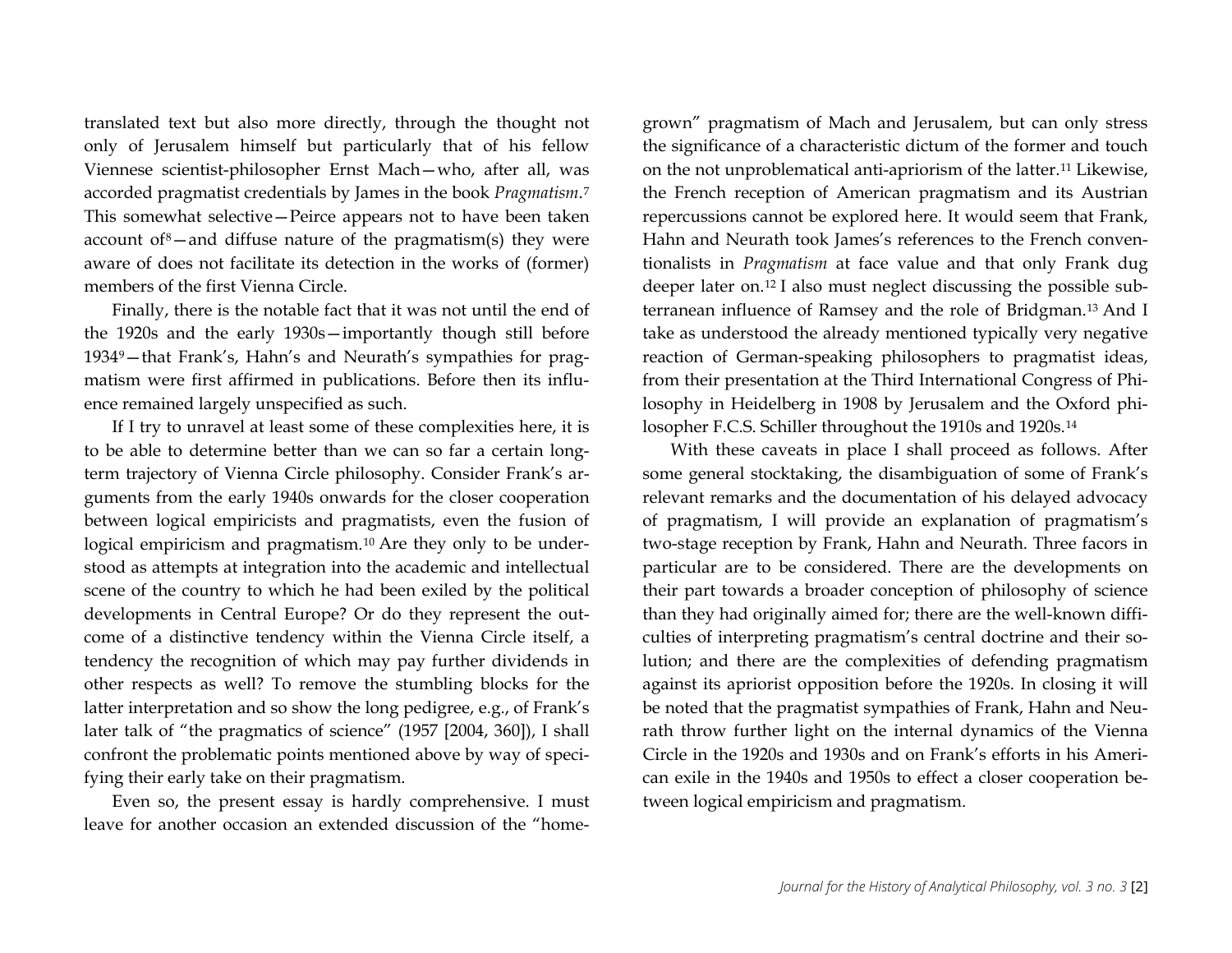translated text but also more directly, through the thought not only of Jerusalem himself but particularly that of his fellow Viennese scientist-philosopher Ernst Mach—who, after all, was accorded pragmatist credentials by James in the book *Pragmatism*.[7] This somewhat selective—Peirce appears not to have been taken account of[8]—and diffuse nature of the pragmatism(s) they were aware of does not facilitate its detection in the works of (former) members of the first Vienna Circle.

Finally, there is the notable fact that it was not until the end of the 1920s and the early 1930s—importantly though still before 1934[9]—that Frank's, Hahn's and Neurath's sympathies for pragmatism were first affirmed in publications. Before then its influence remained largely unspecified as such.

If I try to unravel at least some of these complexities here, it is to be able to determine better than we can so far a certain long-term trajectory of Vienna Circle philosophy. Consider Frank's arguments from the early 1940s onwards for the closer cooperation between logical empiricists and pragmatists, even the fusion of logical empiricism and pragmatism.[10] Are they only to be understood as attempts at integration into the academic and intellectual scene of the country to which he had been exiled by the political developments in Central Europe? Or do they represent the outcome of a distinctive tendency within the Vienna Circle itself, a tendency the recognition of which may pay further dividends in other respects as well? To remove the stumbling blocks for the latter interpretation and so show the long pedigree, e.g., of Frank's later talk of "the pragmatics of science" (1957 [2004, 360]), I shall confront the problematic points mentioned above by way of specifying their early take on their pragmatism.

Even so, the present essay is hardly comprehensive. I must leave for another occasion an extended discussion of the "home-grown" pragmatism of Mach and Jerusalem, but can only stress the significance of a characteristic dictum of the former and touch on the not unproblematical anti-apriorism of the latter.[11] Likewise, the French reception of American pragmatism and its Austrian repercussions cannot be explored here. It would seem that Frank, Hahn and Neurath took James's references to the French conventionalists in *Pragmatism* at face value and that only Frank dug deeper later on.[12] I also must neglect discussing the possible subterranean influence of Ramsey and the role of Bridgman.[13] And I take as understood the already mentioned typically very negative reaction of German-speaking philosophers to pragmatist ideas, from their presentation at the Third International Congress of Philosophy in Heidelberg in 1908 by Jerusalem and the Oxford philosopher F.C.S. Schiller throughout the 1910s and 1920s.[14]

With these caveats in place I shall proceed as follows. After some general stocktaking, the disambiguation of some of Frank's relevant remarks and the documentation of his delayed advocacy of pragmatism, I will provide an explanation of pragmatism's two-stage reception by Frank, Hahn and Neurath. Three facors in particular are to be considered. There are the developments on their part towards a broader conception of philosophy of science than they had originally aimed for; there are the well-known difficulties of interpreting pragmatism's central doctrine and their solution; and there are the complexities of defending pragmatism against its apriorist opposition before the 1920s. In closing it will be noted that the pragmatist sympathies of Frank, Hahn and Neurath throw further light on the internal dynamics of the Vienna Circle in the 1920s and 1930s and on Frank's efforts in his American exile in the 1940s and 1950s to effect a closer cooperation between logical empiricism and pragmatism.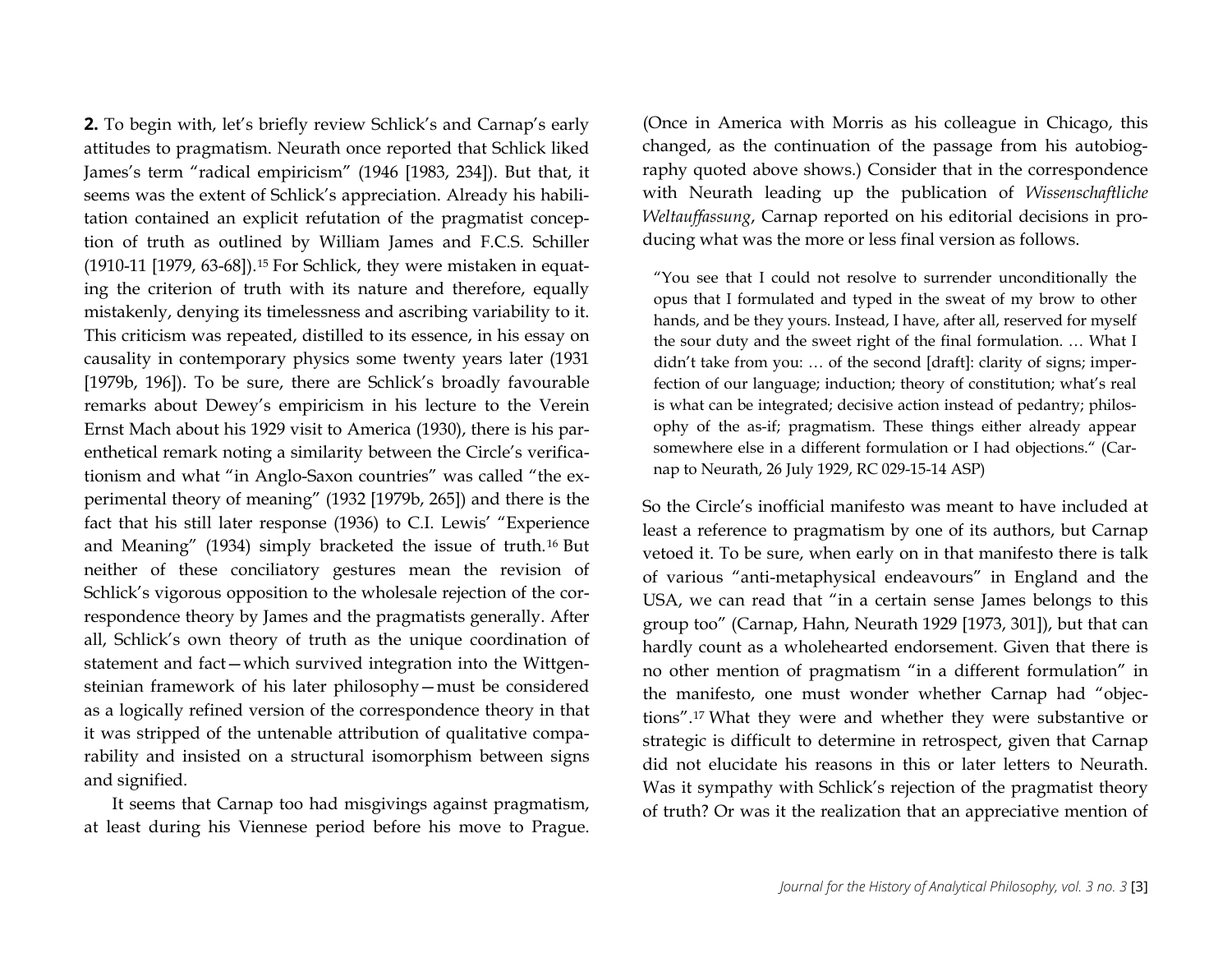**2.** To begin with, let's briefly review Schlick's and Carnap's early attitudes to pragmatism. Neurath once reported that Schlick liked James's term "radical empiricism" (1946 [1983, 234]). But that, it seems was the extent of Schlick's appreciation. Already his habilitation contained an explicit refutation of the pragmatist conception of truth as outlined by William James and F.C.S. Schiller (1910-11 [1979, 63-68]).[15] For Schlick, they were mistaken in equating the criterion of truth with its nature and therefore, equally mistakenly, denying its timelessness and ascribing variability to it. This criticism was repeated, distilled to its essence, in his essay on causality in contemporary physics some twenty years later (1931 [1979b, 196]). To be sure, there are Schlick's broadly favourable remarks about Dewey's empiricism in his lecture to the Verein Ernst Mach about his 1929 visit to America (1930), there is his parenthetical remark noting a similarity between the Circle's verificationism and what "in Anglo-Saxon countries" was called "the experimental theory of meaning" (1932 [1979b, 265]) and there is the fact that his still later response (1936) to C.I. Lewis' "Experience and Meaning" (1934) simply bracketed the issue of truth.[16] But neither of these conciliatory gestures mean the revision of Schlick's vigorous opposition to the wholesale rejection of the correspondence theory by James and the pragmatists generally. After all, Schlick's own theory of truth as the unique coordination of statement and fact—which survived integration into the Wittgensteinian framework of his later philosophy—must be considered as a logically refined version of the correspondence theory in that it was stripped of the untenable attribution of qualitative comparability and insisted on a structural isomorphism between signs and signified.

It seems that Carnap too had misgivings against pragmatism, at least during his Viennese period before his move to Prague. (Once in America with Morris as his colleague in Chicago, this changed, as the continuation of the passage from his autobiography quoted above shows.) Consider that in the correspondence with Neurath leading up the publication of *Wissenschaftliche Weltauffassung*, Carnap reported on his editorial decisions in producing what was the more or less final version as follows.

> "You see that I could not resolve to surrender unconditionally the opus that I formulated and typed in the sweat of my brow to other hands, and be they yours. Instead, I have, after all, reserved for myself the sour duty and the sweet right of the final formulation. … What I didn't take from you: … of the second [draft]: clarity of signs; imperfection of our language; induction; theory of constitution; what's real is what can be integrated; decisive action instead of pedantry; philosophy of the as-if; pragmatism. These things either already appear somewhere else in a different formulation or I had objections." (Carnap to Neurath, 26 July 1929, RC 029-15-14 ASP)

So the Circle's inofficial manifesto was meant to have included at least a reference to pragmatism by one of its authors, but Carnap vetoed it. To be sure, when early on in that manifesto there is talk of various "anti-metaphysical endeavours" in England and the USA, we can read that "in a certain sense James belongs to this group too" (Carnap, Hahn, Neurath 1929 [1973, 301]), but that can hardly count as a wholehearted endorsement. Given that there is no other mention of pragmatism "in a different formulation" in the manifesto, one must wonder whether Carnap had "objections".[17] What they were and whether they were substantive or strategic is difficult to determine in retrospect, given that Carnap did not elucidate his reasons in this or later letters to Neurath. Was it sympathy with Schlick's rejection of the pragmatist theory of truth? Or was it the realization that an appreciative mention of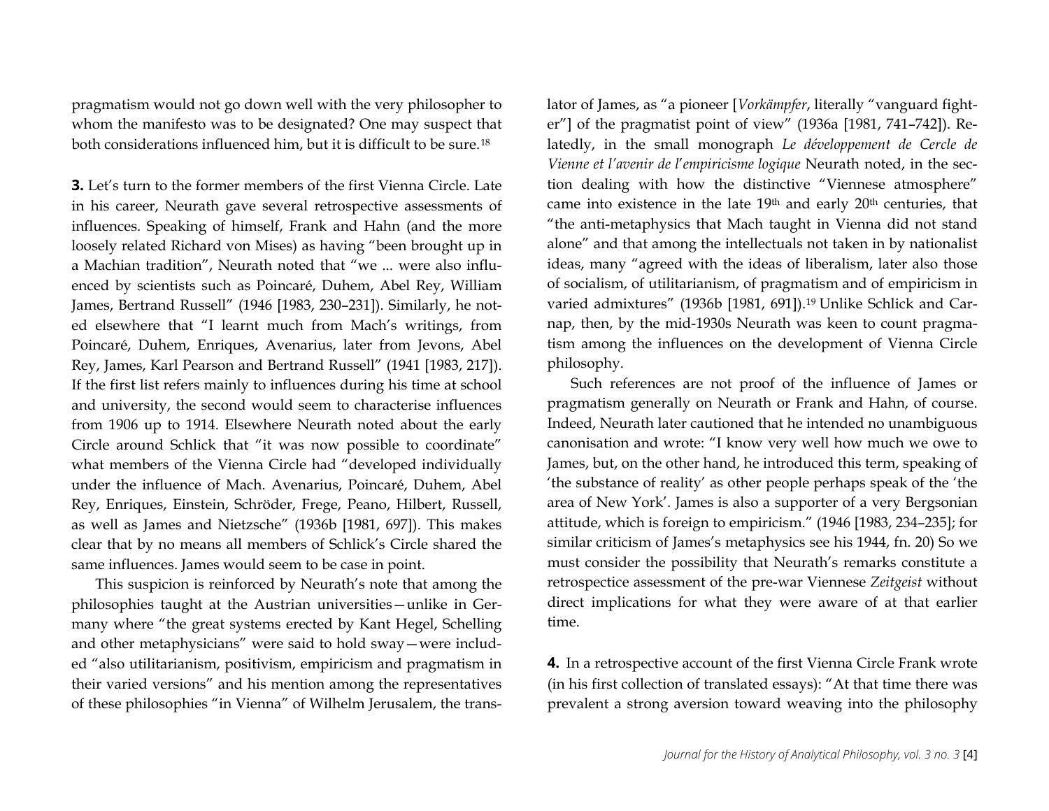pragmatism would not go down well with the very philosopher to whom the manifesto was to be designated? One may suspect that both considerations influenced him, but it is difficult to be sure.[18]

**3.** Let's turn to the former members of the first Vienna Circle. Late in his career, Neurath gave several retrospective assessments of influences. Speaking of himself, Frank and Hahn (and the more loosely related Richard von Mises) as having "been brought up in a Machian tradition", Neurath noted that "we ... were also influenced by scientists such as Poincaré, Duhem, Abel Rey, William James, Bertrand Russell" (1946 [1983, 230–231]). Similarly, he noted elsewhere that "I learnt much from Mach's writings, from Poincaré, Duhem, Enriques, Avenarius, later from Jevons, Abel Rey, James, Karl Pearson and Bertrand Russell" (1941 [1983, 217]). If the first list refers mainly to influences during his time at school and university, the second would seem to characterise influences from 1906 up to 1914. Elsewhere Neurath noted about the early Circle around Schlick that "it was now possible to coordinate" what members of the Vienna Circle had "developed individually under the influence of Mach. Avenarius, Poincaré, Duhem, Abel Rey, Enriques, Einstein, Schröder, Frege, Peano, Hilbert, Russell, as well as James and Nietzsche" (1936b [1981, 697]). This makes clear that by no means all members of Schlick's Circle shared the same influences. James would seem to be case in point.

This suspicion is reinforced by Neurath's note that among the philosophies taught at the Austrian universities—unlike in Germany where "the great systems erected by Kant Hegel, Schelling and other metaphysicians" were said to hold sway—were included "also utilitarianism, positivism, empiricism and pragmatism in their varied versions" and his mention among the representatives of these philosophies "in Vienna" of Wilhelm Jerusalem, the translator of James, as "a pioneer [*Vorkämpfer*, literally "vanguard fighter"] of the pragmatist point of view" (1936a [1981, 741–742]). Relatedly, in the small monograph *Le développement de Cercle de Vienne et l'avenir de l'empiricisme logique* Neurath noted, in the section dealing with how the distinctive "Viennese atmosphere" came into existence in the late 19th and early 20th centuries, that "the anti-metaphysics that Mach taught in Vienna did not stand alone" and that among the intellectuals not taken in by nationalist ideas, many "agreed with the ideas of liberalism, later also those of socialism, of utilitarianism, of pragmatism and of empiricism in varied admixtures" (1936b [1981, 691]).[19] Unlike Schlick and Carnap, then, by the mid-1930s Neurath was keen to count pragmatism among the influences on the development of Vienna Circle philosophy.

Such references are not proof of the influence of James or pragmatism generally on Neurath or Frank and Hahn, of course. Indeed, Neurath later cautioned that he intended no unambiguous canonisation and wrote: "I know very well how much we owe to James, but, on the other hand, he introduced this term, speaking of 'the substance of reality' as other people perhaps speak of the 'the area of New York'. James is also a supporter of a very Bergsonian attitude, which is foreign to empiricism." (1946 [1983, 234–235]; for similar criticism of James's metaphysics see his 1944, fn. 20) So we must consider the possibility that Neurath's remarks constitute a retrospectice assessment of the pre-war Viennese *Zeitgeist* without direct implications for what they were aware of at that earlier time.

**4.** In a retrospective account of the first Vienna Circle Frank wrote (in his first collection of translated essays): "At that time there was prevalent a strong aversion toward weaving into the philosophy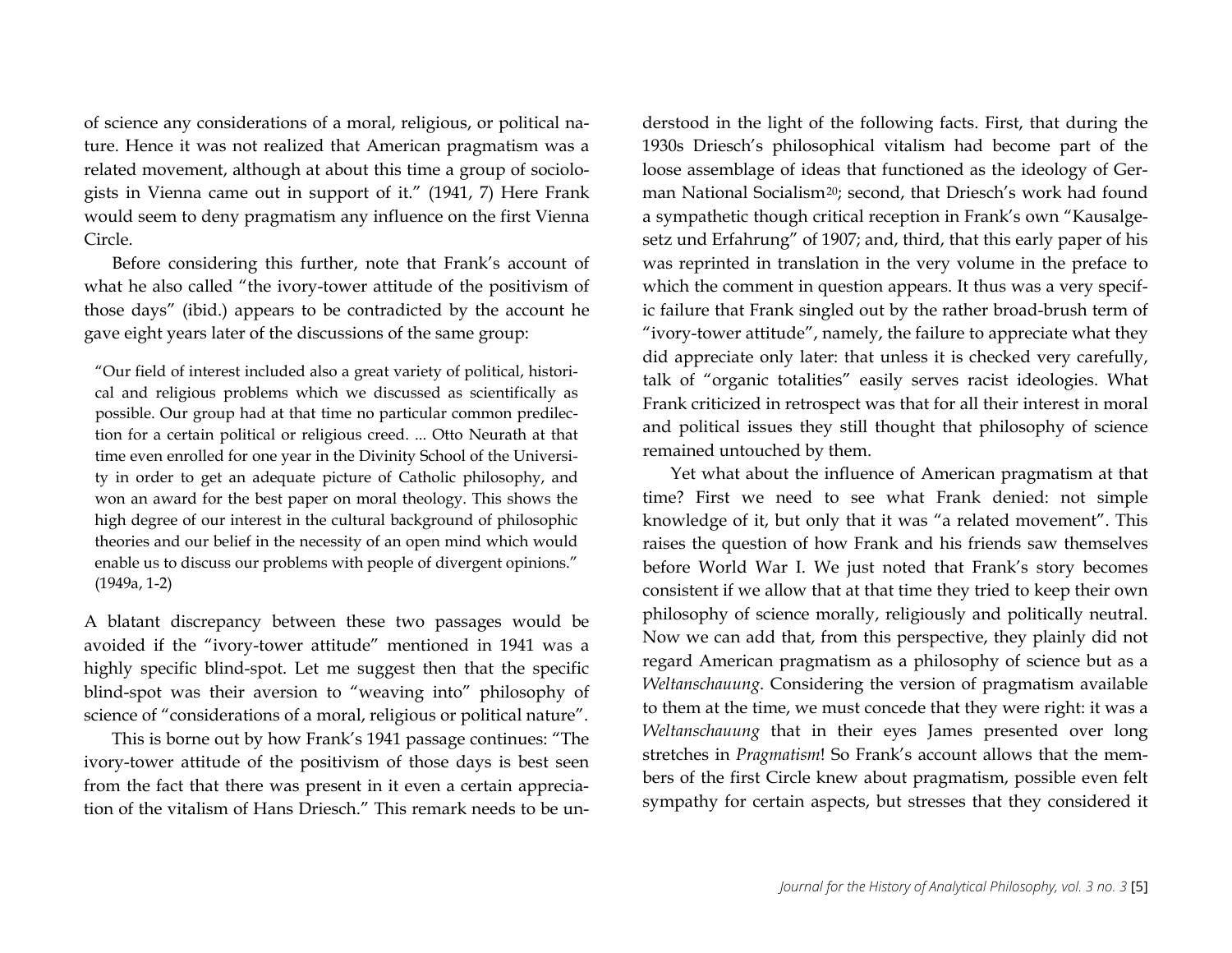of science any considerations of a moral, religious, or political nature. Hence it was not realized that American pragmatism was a related movement, although at about this time a group of sociologists in Vienna came out in support of it." (1941, 7) Here Frank would seem to deny pragmatism any influence on the first Vienna Circle.

Before considering this further, note that Frank's account of what he also called "the ivory-tower attitude of the positivism of those days" (ibid.) appears to be contradicted by the account he gave eight years later of the discussions of the same group:

> "Our field of interest included also a great variety of political, historical and religious problems which we discussed as scientifically as possible. Our group had at that time no particular common predilection for a certain political or religious creed. ... Otto Neurath at that time even enrolled for one year in the Divinity School of the University in order to get an adequate picture of Catholic philosophy, and won an award for the best paper on moral theology. This shows the high degree of our interest in the cultural background of philosophic theories and our belief in the necessity of an open mind which would enable us to discuss our problems with people of divergent opinions." (1949a, 1-2)

A blatant discrepancy between these two passages would be avoided if the "ivory-tower attitude" mentioned in 1941 was a highly specific blind-spot. Let me suggest then that the specific blind-spot was their aversion to "weaving into" philosophy of science of "considerations of a moral, religious or political nature".

This is borne out by how Frank's 1941 passage continues: "The ivory-tower attitude of the positivism of those days is best seen from the fact that there was present in it even a certain appreciation of the vitalism of Hans Driesch." This remark needs to be understood in the light of the following facts. First, that during the 1930s Driesch's philosophical vitalism had become part of the loose assemblage of ideas that functioned as the ideology of German National Socialism[20]; second, that Driesch's work had found a sympathetic though critical reception in Frank's own "Kausalgesetz und Erfahrung" of 1907; and, third, that this early paper of his was reprinted in translation in the very volume in the preface to which the comment in question appears. It thus was a very specific failure that Frank singled out by the rather broad-brush term of "ivory-tower attitude", namely, the failure to appreciate what they did appreciate only later: that unless it is checked very carefully, talk of "organic totalities" easily serves racist ideologies. What Frank criticized in retrospect was that for all their interest in moral and political issues they still thought that philosophy of science remained untouched by them.

Yet what about the influence of American pragmatism at that time? First we need to see what Frank denied: not simple knowledge of it, but only that it was "a related movement". This raises the question of how Frank and his friends saw themselves before World War I. We just noted that Frank's story becomes consistent if we allow that at that time they tried to keep their own philosophy of science morally, religiously and politically neutral. Now we can add that, from this perspective, they plainly did not regard American pragmatism as a philosophy of science but as a *Weltanschauung*. Considering the version of pragmatism available to them at the time, we must concede that they were right: it was a *Weltanschauung* that in their eyes James presented over long stretches in *Pragmatism*! So Frank's account allows that the members of the first Circle knew about pragmatism, possible even felt sympathy for certain aspects, but stresses that they considered it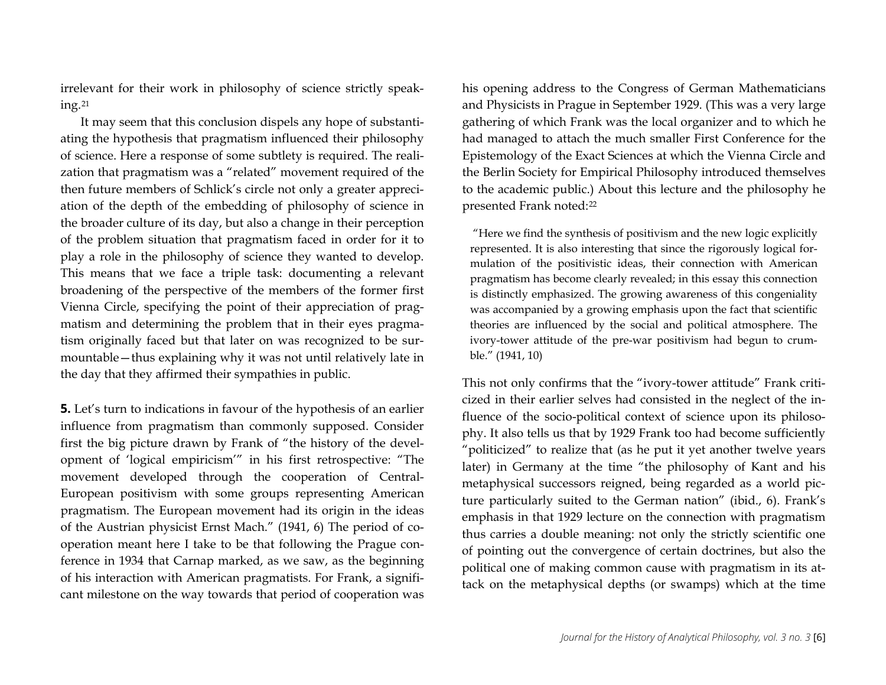irrelevant for their work in philosophy of science strictly speaking.[21]

It may seem that this conclusion dispels any hope of substantiating the hypothesis that pragmatism influenced their philosophy of science. Here a response of some subtlety is required. The realization that pragmatism was a "related" movement required of the then future members of Schlick's circle not only a greater appreciation of the depth of the embedding of philosophy of science in the broader culture of its day, but also a change in their perception of the problem situation that pragmatism faced in order for it to play a role in the philosophy of science they wanted to develop. This means that we face a triple task: documenting a relevant broadening of the perspective of the members of the former first Vienna Circle, specifying the point of their appreciation of pragmatism and determining the problem that in their eyes pragmatism originally faced but that later on was recognized to be surmountable—thus explaining why it was not until relatively late in the day that they affirmed their sympathies in public.

**5.** Let's turn to indications in favour of the hypothesis of an earlier influence from pragmatism than commonly supposed. Consider first the big picture drawn by Frank of "the history of the development of 'logical empiricism'" in his first retrospective: "The movement developed through the cooperation of Central-European positivism with some groups representing American pragmatism. The European movement had its origin in the ideas of the Austrian physicist Ernst Mach." (1941, 6) The period of cooperation meant here I take to be that following the Prague conference in 1934 that Carnap marked, as we saw, as the beginning of his interaction with American pragmatists. For Frank, a significant milestone on the way towards that period of cooperation was his opening address to the Congress of German Mathematicians and Physicists in Prague in September 1929. (This was a very large gathering of which Frank was the local organizer and to which he had managed to attach the much smaller First Conference for the Epistemology of the Exact Sciences at which the Vienna Circle and the Berlin Society for Empirical Philosophy introduced themselves to the academic public.) About this lecture and the philosophy he presented Frank noted:[22]

> "Here we find the synthesis of positivism and the new logic explicitly represented. It is also interesting that since the rigorously logical formulation of the positivistic ideas, their connection with American pragmatism has become clearly revealed; in this essay this connection is distinctly emphasized. The growing awareness of this congeniality was accompanied by a growing emphasis upon the fact that scientific theories are influenced by the social and political atmosphere. The ivory-tower attitude of the pre-war positivism had begun to crumble." (1941, 10)

This not only confirms that the "ivory-tower attitude" Frank criticized in their earlier selves had consisted in the neglect of the influence of the socio-political context of science upon its philosophy. It also tells us that by 1929 Frank too had become sufficiently "politicized" to realize that (as he put it yet another twelve years later) in Germany at the time "the philosophy of Kant and his metaphysical successors reigned, being regarded as a world picture particularly suited to the German nation" (ibid., 6). Frank's emphasis in that 1929 lecture on the connection with pragmatism thus carries a double meaning: not only the strictly scientific one of pointing out the convergence of certain doctrines, but also the political one of making common cause with pragmatism in its attack on the metaphysical depths (or swamps) which at the time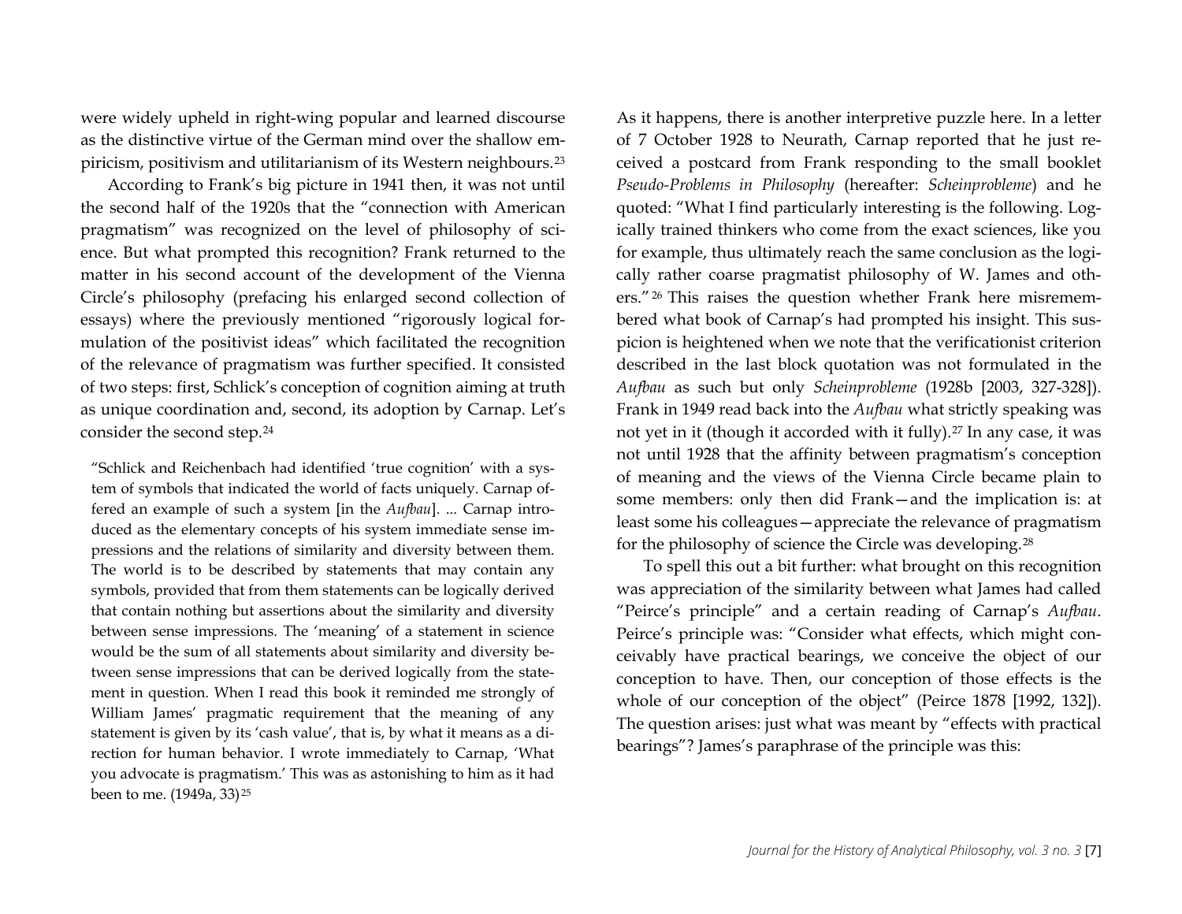were widely upheld in right-wing popular and learned discourse as the distinctive virtue of the German mind over the shallow empiricism, positivism and utilitarianism of its Western neighbours.[23]

According to Frank's big picture in 1941 then, it was not until the second half of the 1920s that the "connection with American pragmatism" was recognized on the level of philosophy of science. But what prompted this recognition? Frank returned to the matter in his second account of the development of the Vienna Circle's philosophy (prefacing his enlarged second collection of essays) where the previously mentioned "rigorously logical formulation of the positivist ideas" which facilitated the recognition of the relevance of pragmatism was further specified. It consisted of two steps: first, Schlick's conception of cognition aiming at truth as unique coordination and, second, its adoption by Carnap. Let's consider the second step.[24]

> "Schlick and Reichenbach had identified 'true cognition' with a system of symbols that indicated the world of facts uniquely. Carnap offered an example of such a system [in the *Aufbau*]. ... Carnap introduced as the elementary concepts of his system immediate sense impressions and the relations of similarity and diversity between them. The world is to be described by statements that may contain any symbols, provided that from them statements can be logically derived that contain nothing but assertions about the similarity and diversity between sense impressions. The 'meaning' of a statement in science would be the sum of all statements about similarity and diversity between sense impressions that can be derived logically from the statement in question. When I read this book it reminded me strongly of William James' pragmatic requirement that the meaning of any statement is given by its 'cash value', that is, by what it means as a direction for human behavior. I wrote immediately to Carnap, 'What you advocate is pragmatism.' This was as astonishing to him as it had been to me. (1949a, 33)[25]

As it happens, there is another interpretive puzzle here. In a letter of 7 October 1928 to Neurath, Carnap reported that he just received a postcard from Frank responding to the small booklet *Pseudo-Problems in Philosophy* (hereafter: *Scheinprobleme*) and he quoted: "What I find particularly interesting is the following. Logically trained thinkers who come from the exact sciences, like you for example, thus ultimately reach the same conclusion as the logically rather coarse pragmatist philosophy of W. James and others."[26] This raises the question whether Frank here misremembered what book of Carnap's had prompted his insight. This suspicion is heightened when we note that the verificationist criterion described in the last block quotation was not formulated in the *Aufbau* as such but only *Scheinprobleme* (1928b [2003, 327-328]). Frank in 1949 read back into the *Aufbau* what strictly speaking was not yet in it (though it accorded with it fully).[27] In any case, it was not until 1928 that the affinity between pragmatism's conception of meaning and the views of the Vienna Circle became plain to some members: only then did Frank—and the implication is: at least some his colleagues—appreciate the relevance of pragmatism for the philosophy of science the Circle was developing.[28]

To spell this out a bit further: what brought on this recognition was appreciation of the similarity between what James had called "Peirce's principle" and a certain reading of Carnap's *Aufbau*. Peirce's principle was: "Consider what effects, which might conceivably have practical bearings, we conceive the object of our conception to have. Then, our conception of those effects is the whole of our conception of the object" (Peirce 1878 [1992, 132]). The question arises: just what was meant by "effects with practical bearings"? James's paraphrase of the principle was this: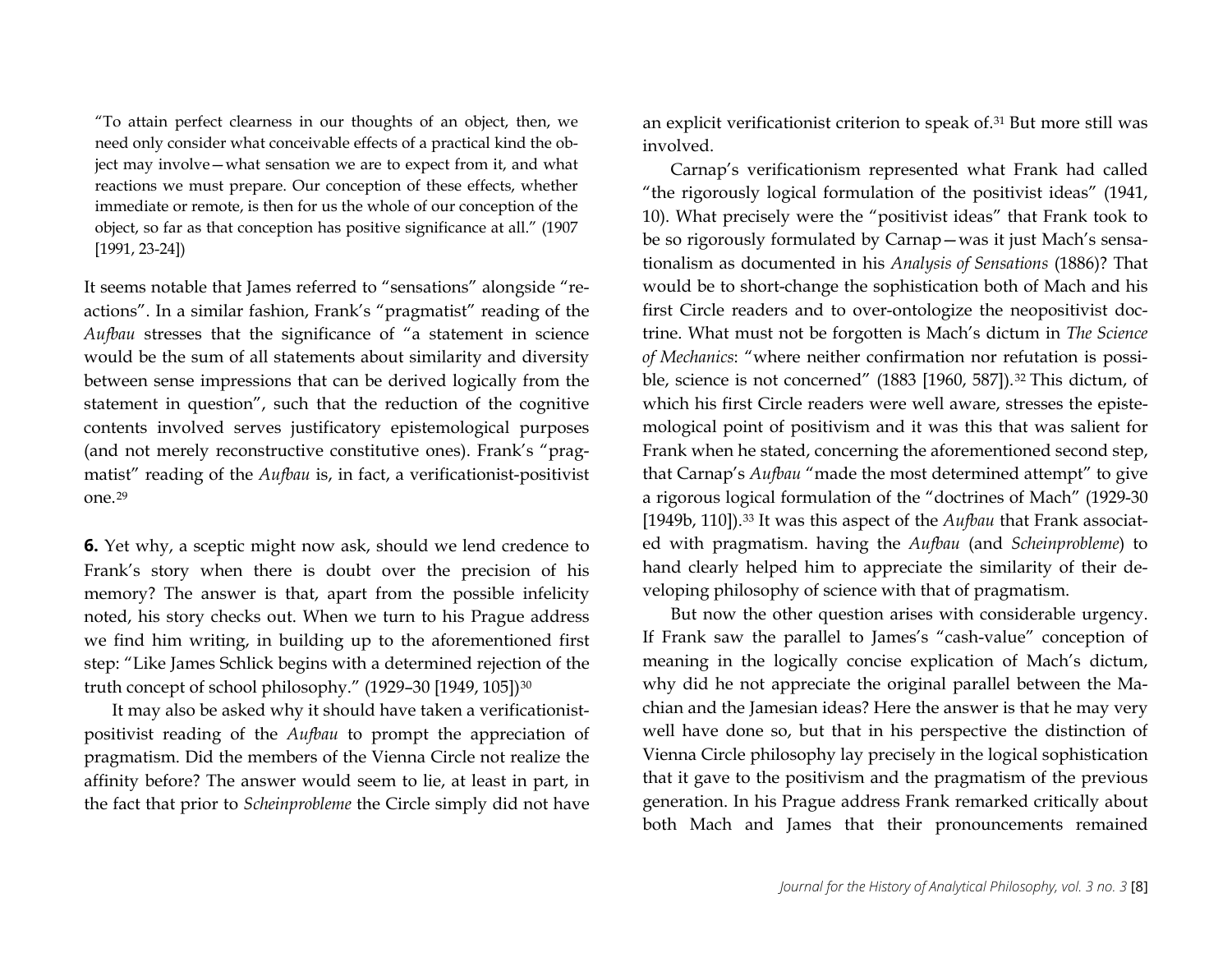> "To attain perfect clearness in our thoughts of an object, then, we need only consider what conceivable effects of a practical kind the object may involve—what sensation we are to expect from it, and what reactions we must prepare. Our conception of these effects, whether immediate or remote, is then for us the whole of our conception of the object, so far as that conception has positive significance at all." (1907 [1991, 23-24])

It seems notable that James referred to "sensations" alongside "reactions". In a similar fashion, Frank's "pragmatist" reading of the *Aufbau* stresses that the significance of "a statement in science would be the sum of all statements about similarity and diversity between sense impressions that can be derived logically from the statement in question", such that the reduction of the cognitive contents involved serves justificatory epistemological purposes (and not merely reconstructive constitutive ones). Frank's "pragmatist" reading of the *Aufbau* is, in fact, a verificationist-positivist one.[29]

**6.** Yet why, a sceptic might now ask, should we lend credence to Frank's story when there is doubt over the precision of his memory? The answer is that, apart from the possible infelicity noted, his story checks out. When we turn to his Prague address we find him writing, in building up to the aforementioned first step: "Like James Schlick begins with a determined rejection of the truth concept of school philosophy." (1929–30 [1949, 105])[30]

It may also be asked why it should have taken a verificationist-positivist reading of the *Aufbau* to prompt the appreciation of pragmatism. Did the members of the Vienna Circle not realize the affinity before? The answer would seem to lie, at least in part, in the fact that prior to *Scheinprobleme* the Circle simply did not have an explicit verificationist criterion to speak of.[31] But more still was involved.

Carnap's verificationism represented what Frank had called "the rigorously logical formulation of the positivist ideas" (1941, 10). What precisely were the "positivist ideas" that Frank took to be so rigorously formulated by Carnap—was it just Mach's sensationalism as documented in his *Analysis of Sensations* (1886)? That would be to short-change the sophistication both of Mach and his first Circle readers and to over-ontologize the neopositivist doctrine. What must not be forgotten is Mach's dictum in *The Science of Mechanics*: "where neither confirmation nor refutation is possible, science is not concerned" (1883 [1960, 587]).[32] This dictum, of which his first Circle readers were well aware, stresses the epistemological point of positivism and it was this that was salient for Frank when he stated, concerning the aforementioned second step, that Carnap's *Aufbau* "made the most determined attempt" to give a rigorous logical formulation of the "doctrines of Mach" (1929-30 [1949b, 110]).[33] It was this aspect of the *Aufbau* that Frank associated with pragmatism. having the *Aufbau* (and *Scheinprobleme*) to hand clearly helped him to appreciate the similarity of their developing philosophy of science with that of pragmatism.

But now the other question arises with considerable urgency. If Frank saw the parallel to James's "cash-value" conception of meaning in the logically concise explication of Mach's dictum, why did he not appreciate the original parallel between the Machian and the Jamesian ideas? Here the answer is that he may very well have done so, but that in his perspective the distinction of Vienna Circle philosophy lay precisely in the logical sophistication that it gave to the positivism and the pragmatism of the previous generation. In his Prague address Frank remarked critically about both Mach and James that their pronouncements remained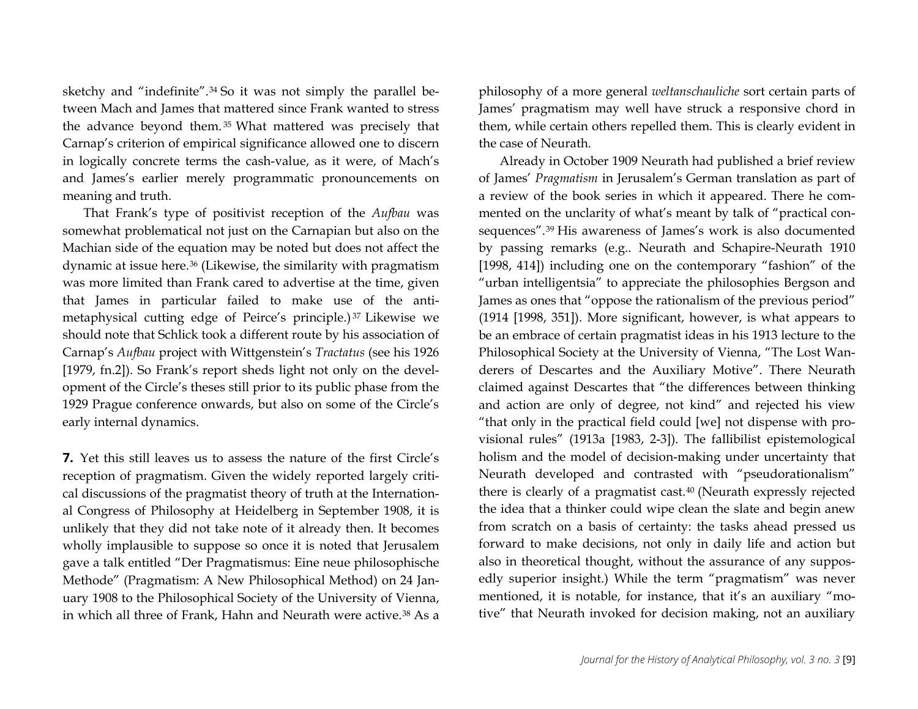sketchy and "indefinite".[34] So it was not simply the parallel between Mach and James that mattered since Frank wanted to stress the advance beyond them.[35] What mattered was precisely that Carnap's criterion of empirical significance allowed one to discern in logically concrete terms the cash-value, as it were, of Mach's and James's earlier merely programmatic pronouncements on meaning and truth.

That Frank's type of positivist reception of the *Aufbau* was somewhat problematical not just on the Carnapian but also on the Machian side of the equation may be noted but does not affect the dynamic at issue here.[36] (Likewise, the similarity with pragmatism was more limited than Frank cared to advertise at the time, given that James in particular failed to make use of the anti-metaphysical cutting edge of Peirce's principle.)[37] Likewise we should note that Schlick took a different route by his association of Carnap's *Aufbau* project with Wittgenstein's *Tractatus* (see his 1926 [1979, fn.2]). So Frank's report sheds light not only on the development of the Circle's theses still prior to its public phase from the 1929 Prague conference onwards, but also on some of the Circle's early internal dynamics.

**7.** Yet this still leaves us to assess the nature of the first Circle's reception of pragmatism. Given the widely reported largely critical discussions of the pragmatist theory of truth at the International Congress of Philosophy at Heidelberg in September 1908, it is unlikely that they did not take note of it already then. It becomes wholly implausible to suppose so once it is noted that Jerusalem gave a talk entitled "Der Pragmatismus: Eine neue philosophische Methode" (Pragmatism: A New Philosophical Method) on 24 January 1908 to the Philosophical Society of the University of Vienna, in which all three of Frank, Hahn and Neurath were active.[38] As a philosophy of a more general *weltanschauliche* sort certain parts of James' pragmatism may well have struck a responsive chord in them, while certain others repelled them. This is clearly evident in the case of Neurath.

Already in October 1909 Neurath had published a brief review of James' *Pragmatism* in Jerusalem's German translation as part of a review of the book series in which it appeared. There he commented on the unclarity of what's meant by talk of "practical consequences".[39] His awareness of James's work is also documented by passing remarks (e.g.. Neurath and Schapire-Neurath 1910 [1998, 414]) including one on the contemporary "fashion" of the "urban intelligentsia" to appreciate the philosophies Bergson and James as ones that "oppose the rationalism of the previous period" (1914 [1998, 351]). More significant, however, is what appears to be an embrace of certain pragmatist ideas in his 1913 lecture to the Philosophical Society at the University of Vienna, "The Lost Wanderers of Descartes and the Auxiliary Motive". There Neurath claimed against Descartes that "the differences between thinking and action are only of degree, not kind" and rejected his view "that only in the practical field could [we] not dispense with provisional rules" (1913a [1983, 2-3]). The fallibilist epistemological holism and the model of decision-making under uncertainty that Neurath developed and contrasted with "pseudorationalism" there is clearly of a pragmatist cast.[40] (Neurath expressly rejected the idea that a thinker could wipe clean the slate and begin anew from scratch on a basis of certainty: the tasks ahead pressed us forward to make decisions, not only in daily life and action but also in theoretical thought, without the assurance of any supposedly superior insight.) While the term "pragmatism" was never mentioned, it is notable, for instance, that it's an auxiliary "motive" that Neurath invoked for decision making, not an auxiliary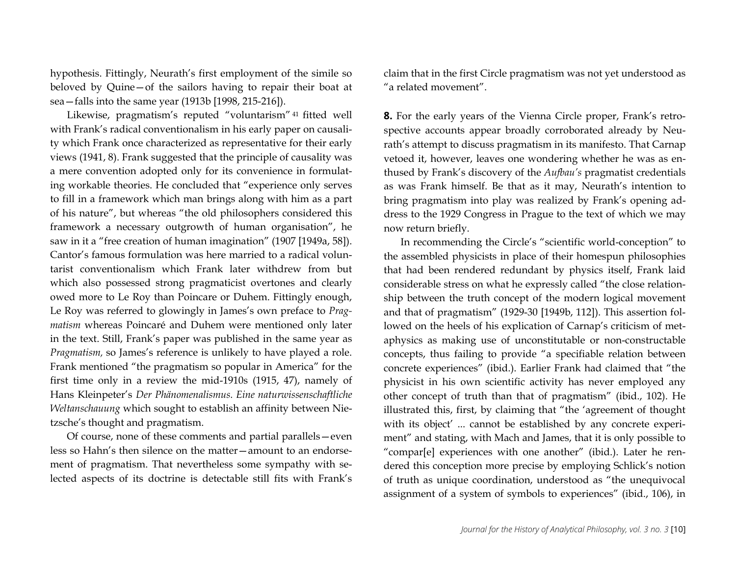hypothesis. Fittingly, Neurath's first employment of the simile so beloved by Quine—of the sailors having to repair their boat at sea—falls into the same year (1913b [1998, 215-216]).

Likewise, pragmatism's reputed "voluntarism" [41] fitted well with Frank's radical conventionalism in his early paper on causality which Frank once characterized as representative for their early views (1941, 8). Frank suggested that the principle of causality was a mere convention adopted only for its convenience in formulating workable theories. He concluded that "experience only serves to fill in a framework which man brings along with him as a part of his nature", but whereas "the old philosophers considered this framework a necessary outgrowth of human organisation", he saw in it a "free creation of human imagination" (1907 [1949a, 58]). Cantor's famous formulation was here married to a radical voluntarist conventionalism which Frank later withdrew from but which also possessed strong pragmaticist overtones and clearly owed more to Le Roy than Poincare or Duhem. Fittingly enough, Le Roy was referred to glowingly in James's own preface to *Pragmatism* whereas Poincaré and Duhem were mentioned only later in the text. Still, Frank's paper was published in the same year as *Pragmatism,* so James's reference is unlikely to have played a role. Frank mentioned "the pragmatism so popular in America" for the first time only in a review the mid-1910s (1915, 47), namely of Hans Kleinpeter's *Der Phänomenalismus. Eine naturwissenschaftliche Weltanschauung* which sought to establish an affinity between Nietzsche's thought and pragmatism.

Of course, none of these comments and partial parallels—even less so Hahn's then silence on the matter—amount to an endorsement of pragmatism. That nevertheless some sympathy with selected aspects of its doctrine is detectable still fits with Frank's claim that in the first Circle pragmatism was not yet understood as "a related movement".

**8.** For the early years of the Vienna Circle proper, Frank's retrospective accounts appear broadly corroborated already by Neurath's attempt to discuss pragmatism in its manifesto. That Carnap vetoed it, however, leaves one wondering whether he was as enthused by Frank's discovery of the *Aufbau's* pragmatist credentials as was Frank himself. Be that as it may, Neurath's intention to bring pragmatism into play was realized by Frank's opening address to the 1929 Congress in Prague to the text of which we may now return briefly.

In recommending the Circle's "scientific world-conception" to the assembled physicists in place of their homespun philosophies that had been rendered redundant by physics itself, Frank laid considerable stress on what he expressly called "the close relationship between the truth concept of the modern logical movement and that of pragmatism" (1929-30 [1949b, 112]). This assertion followed on the heels of his explication of Carnap's criticism of metaphysics as making use of unconstitutable or non-constructable concepts, thus failing to provide "a specifiable relation between concrete experiences" (ibid.). Earlier Frank had claimed that "the physicist in his own scientific activity has never employed any other concept of truth than that of pragmatism" (ibid., 102). He illustrated this, first, by claiming that "the 'agreement of thought with its object' ... cannot be established by any concrete experiment" and stating, with Mach and James, that it is only possible to "compar[e] experiences with one another" (ibid.). Later he rendered this conception more precise by employing Schlick's notion of truth as unique coordination, understood as "the unequivocal assignment of a system of symbols to experiences" (ibid., 106), in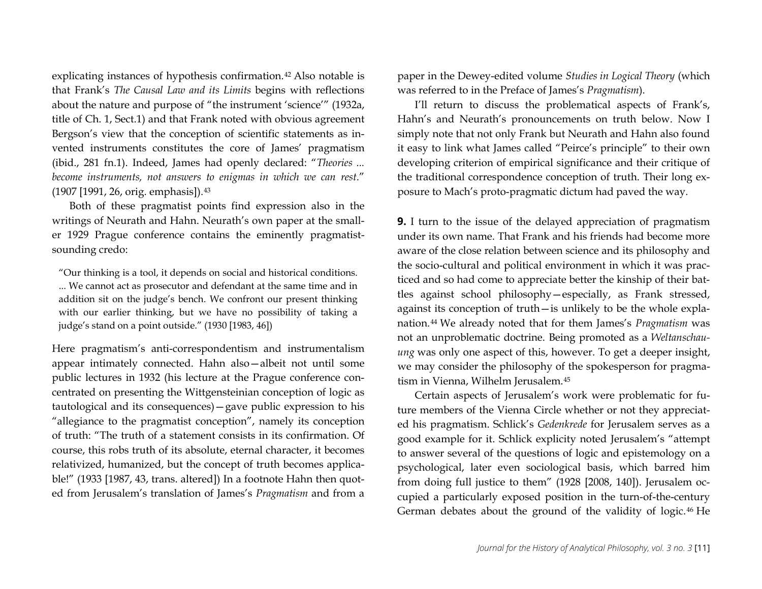explicating instances of hypothesis confirmation.[42] Also notable is that Frank's *The Causal Law and its Limits* begins with reflections about the nature and purpose of "the instrument 'science'" (1932a, title of Ch. 1, Sect.1) and that Frank noted with obvious agreement Bergson's view that the conception of scientific statements as invented instruments constitutes the core of James' pragmatism (ibid., 281 fn.1). Indeed, James had openly declared: "*Theories ... become instruments, not answers to enigmas in which we can rest*." (1907 [1991, 26, orig. emphasis]).[43]

Both of these pragmatist points find expression also in the writings of Neurath and Hahn. Neurath's own paper at the smaller 1929 Prague conference contains the eminently pragmatist-sounding credo:

> "Our thinking is a tool, it depends on social and historical conditions. ... We cannot act as prosecutor and defendant at the same time and in addition sit on the judge's bench. We confront our present thinking with our earlier thinking, but we have no possibility of taking a judge's stand on a point outside." (1930 [1983, 46])

Here pragmatism's anti-correspondentism and instrumentalism appear intimately connected. Hahn also—albeit not until some public lectures in 1932 (his lecture at the Prague conference concentrated on presenting the Wittgensteinian conception of logic as tautological and its consequences)—gave public expression to his "allegiance to the pragmatist conception", namely its conception of truth: "The truth of a statement consists in its confirmation. Of course, this robs truth of its absolute, eternal character, it becomes relativized, humanized, but the concept of truth becomes applicable!" (1933 [1987, 43, trans. altered]) In a footnote Hahn then quoted from Jerusalem's translation of James's *Pragmatism* and from a paper in the Dewey-edited volume *Studies in Logical Theory* (which was referred to in the Preface of James's *Pragmatism*).

I'll return to discuss the problematical aspects of Frank's, Hahn's and Neurath's pronouncements on truth below. Now I simply note that not only Frank but Neurath and Hahn also found it easy to link what James called "Peirce's principle" to their own developing criterion of empirical significance and their critique of the traditional correspondence conception of truth. Their long exposure to Mach's proto-pragmatic dictum had paved the way.

**9.** I turn to the issue of the delayed appreciation of pragmatism under its own name. That Frank and his friends had become more aware of the close relation between science and its philosophy and the socio-cultural and political environment in which it was practiced and so had come to appreciate better the kinship of their battles against school philosophy—especially, as Frank stressed, against its conception of truth—is unlikely to be the whole explanation.[44] We already noted that for them James's *Pragmatism* was not an unproblematic doctrine. Being promoted as a *Weltanschauung* was only one aspect of this, however. To get a deeper insight, we may consider the philosophy of the spokesperson for pragmatism in Vienna, Wilhelm Jerusalem.[45]

Certain aspects of Jerusalem's work were problematic for future members of the Vienna Circle whether or not they appreciated his pragmatism. Schlick's *Gedenkrede* for Jerusalem serves as a good example for it. Schlick explicity noted Jerusalem's "attempt to answer several of the questions of logic and epistemology on a psychological, later even sociological basis, which barred him from doing full justice to them" (1928 [2008, 140]). Jerusalem occupied a particularly exposed position in the turn-of-the-century German debates about the ground of the validity of logic.[46] He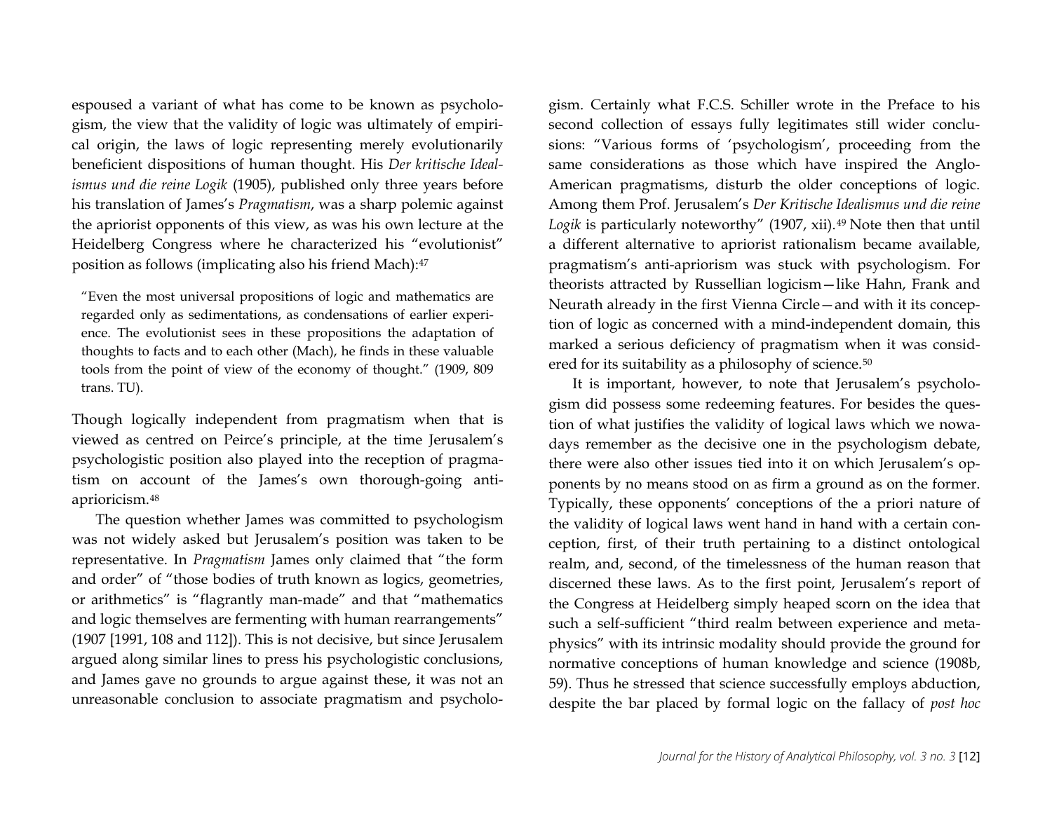espoused a variant of what has come to be known as psychologism, the view that the validity of logic was ultimately of empirical origin, the laws of logic representing merely evolutionarily beneficient dispositions of human thought. His *Der kritische Idealismus und die reine Logik* (1905), published only three years before his translation of James's *Pragmatism*, was a sharp polemic against the apriorist opponents of this view, as was his own lecture at the Heidelberg Congress where he characterized his "evolutionist" position as follows (implicating also his friend Mach):[47]

> "Even the most universal propositions of logic and mathematics are regarded only as sedimentations, as condensations of earlier experience. The evolutionist sees in these propositions the adaptation of thoughts to facts and to each other (Mach), he finds in these valuable tools from the point of view of the economy of thought." (1909, 809 trans. TU).

Though logically independent from pragmatism when that is viewed as centred on Peirce's principle, at the time Jerusalem's psychologistic position also played into the reception of pragmatism on account of the James's own thorough-going anti-aprioricism.[48]

The question whether James was committed to psychologism was not widely asked but Jerusalem's position was taken to be representative. In *Pragmatism* James only claimed that "the form and order" of "those bodies of truth known as logics, geometries, or arithmetics" is "flagrantly man-made" and that "mathematics and logic themselves are fermenting with human rearrangements" (1907 [1991, 108 and 112]). This is not decisive, but since Jerusalem argued along similar lines to press his psychologistic conclusions, and James gave no grounds to argue against these, it was not an unreasonable conclusion to associate pragmatism and psychologism. Certainly what F.C.S. Schiller wrote in the Preface to his second collection of essays fully legitimates still wider conclusions: "Various forms of 'psychologism', proceeding from the same considerations as those which have inspired the Anglo-American pragmatisms, disturb the older conceptions of logic. Among them Prof. Jerusalem's *Der Kritische Idealismus und die reine Logik* is particularly noteworthy" (1907, xii).[49] Note then that until a different alternative to apriorist rationalism became available, pragmatism's anti-apriorism was stuck with psychologism. For theorists attracted by Russellian logicism—like Hahn, Frank and Neurath already in the first Vienna Circle—and with it its conception of logic as concerned with a mind-independent domain, this marked a serious deficiency of pragmatism when it was considered for its suitability as a philosophy of science.[50]

It is important, however, to note that Jerusalem's psychologism did possess some redeeming features. For besides the question of what justifies the validity of logical laws which we nowadays remember as the decisive one in the psychologism debate, there were also other issues tied into it on which Jerusalem's opponents by no means stood on as firm a ground as on the former. Typically, these opponents' conceptions of the a priori nature of the validity of logical laws went hand in hand with a certain conception, first, of their truth pertaining to a distinct ontological realm, and, second, of the timelessness of the human reason that discerned these laws. As to the first point, Jerusalem's report of the Congress at Heidelberg simply heaped scorn on the idea that such a self-sufficient "third realm between experience and metaphysics" with its intrinsic modality should provide the ground for normative conceptions of human knowledge and science (1908b, 59). Thus he stressed that science successfully employs abduction, despite the bar placed by formal logic on the fallacy of *post hoc*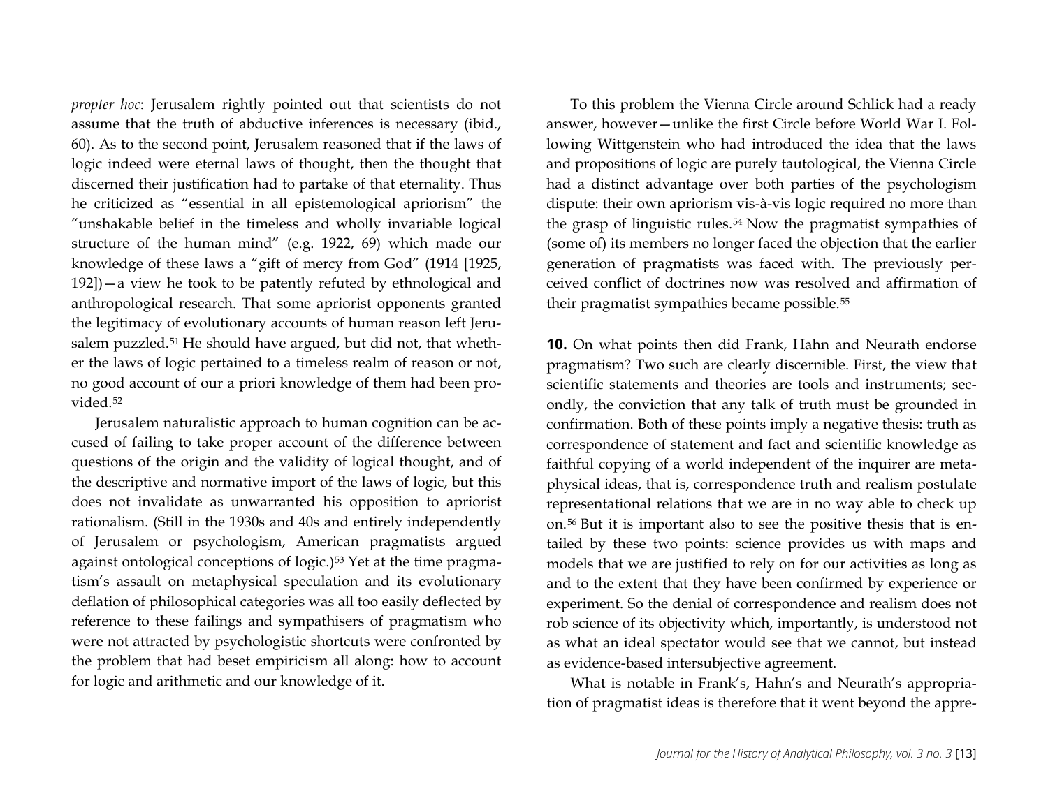*propter hoc*: Jerusalem rightly pointed out that scientists do not assume that the truth of abductive inferences is necessary (ibid., 60). As to the second point, Jerusalem reasoned that if the laws of logic indeed were eternal laws of thought, then the thought that discerned their justification had to partake of that eternality. Thus he criticized as "essential in all epistemological apriorism" the "unshakable belief in the timeless and wholly invariable logical structure of the human mind" (e.g. 1922, 69) which made our knowledge of these laws a "gift of mercy from God" (1914 [1925, 192])—a view he took to be patently refuted by ethnological and anthropological research. That some apriorist opponents granted the legitimacy of evolutionary accounts of human reason left Jerusalem puzzled.[51] He should have argued, but did not, that whether the laws of logic pertained to a timeless realm of reason or not, no good account of our a priori knowledge of them had been provided.[52]

Jerusalem naturalistic approach to human cognition can be accused of failing to take proper account of the difference between questions of the origin and the validity of logical thought, and of the descriptive and normative import of the laws of logic, but this does not invalidate as unwarranted his opposition to apriorist rationalism. (Still in the 1930s and 40s and entirely independently of Jerusalem or psychologism, American pragmatists argued against ontological conceptions of logic.)[53] Yet at the time pragmatism's assault on metaphysical speculation and its evolutionary deflation of philosophical categories was all too easily deflected by reference to these failings and sympathisers of pragmatism who were not attracted by psychologistic shortcuts were confronted by the problem that had beset empiricism all along: how to account for logic and arithmetic and our knowledge of it.

To this problem the Vienna Circle around Schlick had a ready answer, however—unlike the first Circle before World War I. Following Wittgenstein who had introduced the idea that the laws and propositions of logic are purely tautological, the Vienna Circle had a distinct advantage over both parties of the psychologism dispute: their own apriorism vis-à-vis logic required no more than the grasp of linguistic rules.[54] Now the pragmatist sympathies of (some of) its members no longer faced the objection that the earlier generation of pragmatists was faced with. The previously perceived conflict of doctrines now was resolved and affirmation of their pragmatist sympathies became possible.[55]

**10.** On what points then did Frank, Hahn and Neurath endorse pragmatism? Two such are clearly discernible. First, the view that scientific statements and theories are tools and instruments; secondly, the conviction that any talk of truth must be grounded in confirmation. Both of these points imply a negative thesis: truth as correspondence of statement and fact and scientific knowledge as faithful copying of a world independent of the inquirer are metaphysical ideas, that is, correspondence truth and realism postulate representational relations that we are in no way able to check up on.[56] But it is important also to see the positive thesis that is entailed by these two points: science provides us with maps and models that we are justified to rely on for our activities as long as and to the extent that they have been confirmed by experience or experiment. So the denial of correspondence and realism does not rob science of its objectivity which, importantly, is understood not as what an ideal spectator would see that we cannot, but instead as evidence-based intersubjective agreement.

What is notable in Frank's, Hahn's and Neurath's appropriation of pragmatist ideas is therefore that it went beyond the appre-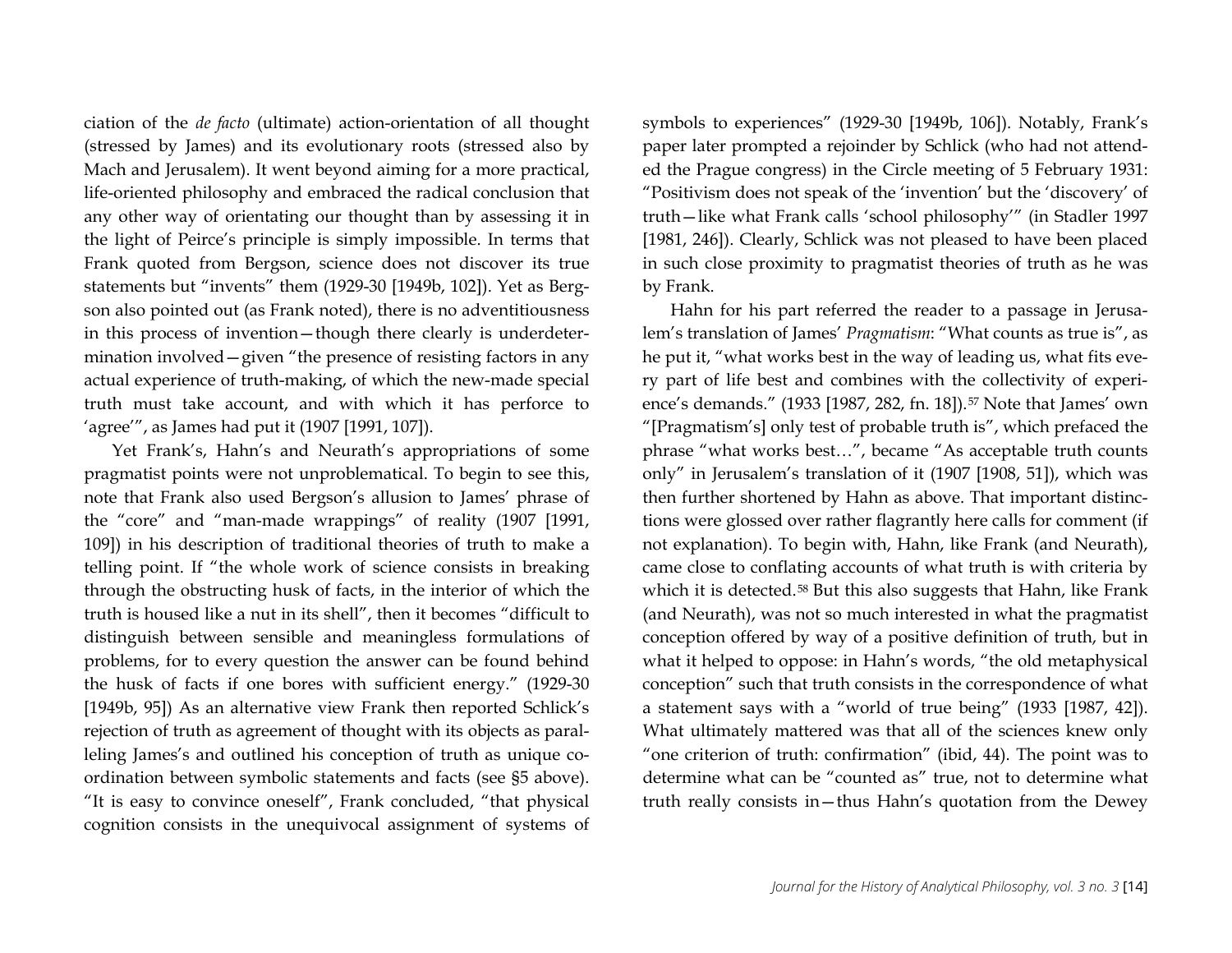ciation of the *de facto* (ultimate) action-orientation of all thought (stressed by James) and its evolutionary roots (stressed also by Mach and Jerusalem). It went beyond aiming for a more practical, life-oriented philosophy and embraced the radical conclusion that any other way of orientating our thought than by assessing it in the light of Peirce's principle is simply impossible. In terms that Frank quoted from Bergson, science does not discover its true statements but "invents" them (1929-30 [1949b, 102]). Yet as Bergson also pointed out (as Frank noted), there is no adventitiousness in this process of invention—though there clearly is underdetermination involved—given "the presence of resisting factors in any actual experience of truth-making, of which the new-made special truth must take account, and with which it has perforce to 'agree'", as James had put it (1907 [1991, 107]).

Yet Frank's, Hahn's and Neurath's appropriations of some pragmatist points were not unproblematical. To begin to see this, note that Frank also used Bergson's allusion to James' phrase of the "core" and "man-made wrappings" of reality (1907 [1991, 109]) in his description of traditional theories of truth to make a telling point. If "the whole work of science consists in breaking through the obstructing husk of facts, in the interior of which the truth is housed like a nut in its shell", then it becomes "difficult to distinguish between sensible and meaningless formulations of problems, for to every question the answer can be found behind the husk of facts if one bores with sufficient energy." (1929-30 [1949b, 95]) As an alternative view Frank then reported Schlick's rejection of truth as agreement of thought with its objects as paralleling James's and outlined his conception of truth as unique co-ordination between symbolic statements and facts (see §5 above). "It is easy to convince oneself", Frank concluded, "that physical cognition consists in the unequivocal assignment of systems of symbols to experiences" (1929-30 [1949b, 106]). Notably, Frank's paper later prompted a rejoinder by Schlick (who had not attended the Prague congress) in the Circle meeting of 5 February 1931: "Positivism does not speak of the 'invention' but the 'discovery' of truth—like what Frank calls 'school philosophy'" (in Stadler 1997 [1981, 246]). Clearly, Schlick was not pleased to have been placed in such close proximity to pragmatist theories of truth as he was by Frank.

Hahn for his part referred the reader to a passage in Jerusalem's translation of James' *Pragmatism*: "What counts as true is", as he put it, "what works best in the way of leading us, what fits every part of life best and combines with the collectivity of experience's demands." (1933 [1987, 282, fn. 18]).[57] Note that James' own "[Pragmatism's] only test of probable truth is", which prefaced the phrase "what works best…", became "As acceptable truth counts only" in Jerusalem's translation of it (1907 [1908, 51]), which was then further shortened by Hahn as above. That important distinctions were glossed over rather flagrantly here calls for comment (if not explanation). To begin with, Hahn, like Frank (and Neurath), came close to conflating accounts of what truth is with criteria by which it is detected.[58] But this also suggests that Hahn, like Frank (and Neurath), was not so much interested in what the pragmatist conception offered by way of a positive definition of truth, but in what it helped to oppose: in Hahn's words, "the old metaphysical conception" such that truth consists in the correspondence of what a statement says with a "world of true being" (1933 [1987, 42]). What ultimately mattered was that all of the sciences knew only "one criterion of truth: confirmation" (ibid, 44). The point was to determine what can be "counted as" true, not to determine what truth really consists in—thus Hahn's quotation from the Dewey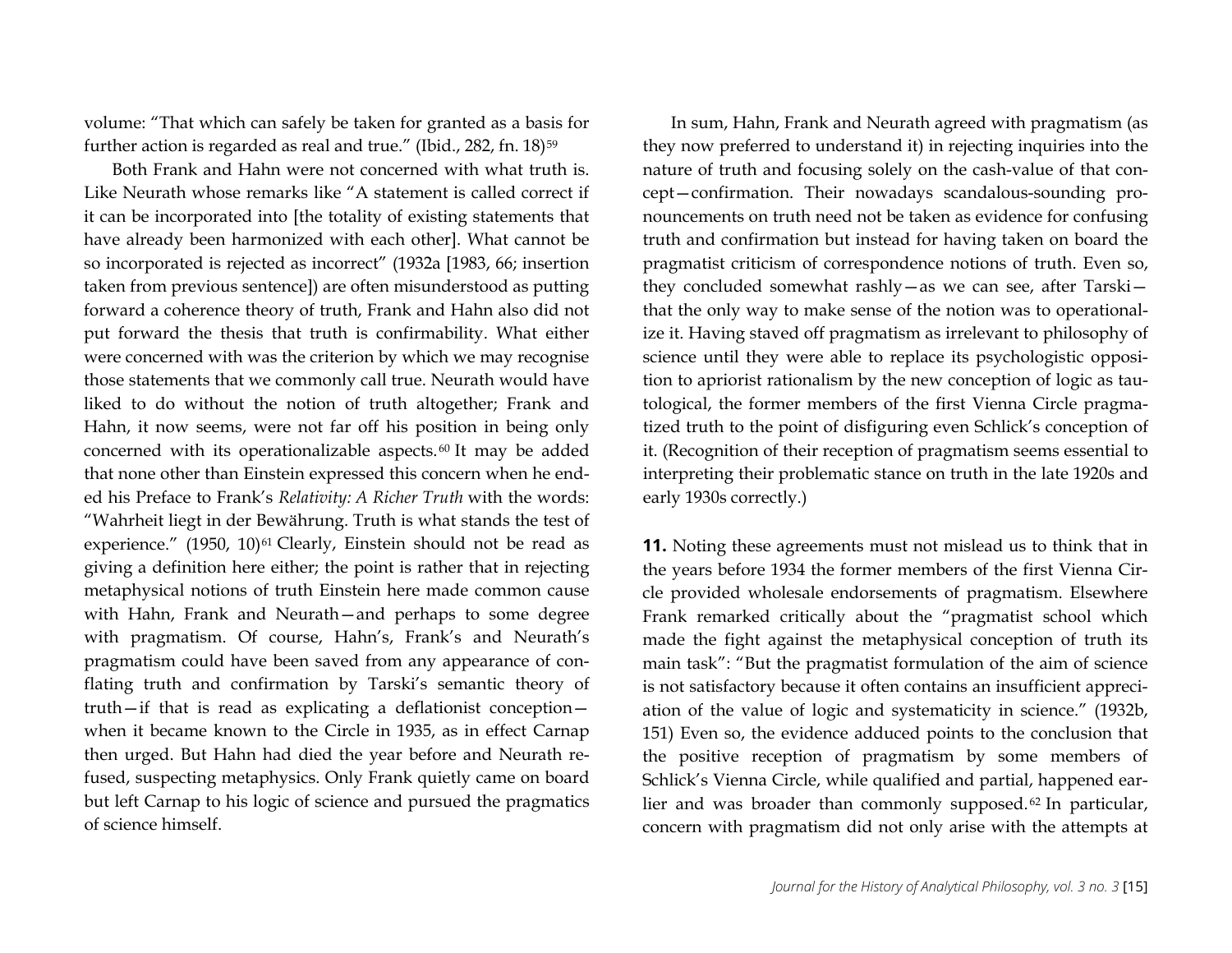volume: "That which can safely be taken for granted as a basis for further action is regarded as real and true." (Ibid., 282, fn. 18)[59]

Both Frank and Hahn were not concerned with what truth is. Like Neurath whose remarks like "A statement is called correct if it can be incorporated into [the totality of existing statements that have already been harmonized with each other]. What cannot be so incorporated is rejected as incorrect" (1932a [1983, 66; insertion taken from previous sentence]) are often misunderstood as putting forward a coherence theory of truth, Frank and Hahn also did not put forward the thesis that truth is confirmability. What either were concerned with was the criterion by which we may recognise those statements that we commonly call true. Neurath would have liked to do without the notion of truth altogether; Frank and Hahn, it now seems, were not far off his position in being only concerned with its operationalizable aspects.[60] It may be added that none other than Einstein expressed this concern when he ended his Preface to Frank's *Relativity: A Richer Truth* with the words: "Wahrheit liegt in der Bewährung. Truth is what stands the test of experience." (1950, 10)[61] Clearly, Einstein should not be read as giving a definition here either; the point is rather that in rejecting metaphysical notions of truth Einstein here made common cause with Hahn, Frank and Neurath—and perhaps to some degree with pragmatism. Of course, Hahn's, Frank's and Neurath's pragmatism could have been saved from any appearance of conflating truth and confirmation by Tarski's semantic theory of truth—if that is read as explicating a deflationist conception—when it became known to the Circle in 1935, as in effect Carnap then urged. But Hahn had died the year before and Neurath refused, suspecting metaphysics. Only Frank quietly came on board but left Carnap to his logic of science and pursued the pragmatics of science himself.

In sum, Hahn, Frank and Neurath agreed with pragmatism (as they now preferred to understand it) in rejecting inquiries into the nature of truth and focusing solely on the cash-value of that concept—confirmation. Their nowadays scandalous-sounding pronouncements on truth need not be taken as evidence for confusing truth and confirmation but instead for having taken on board the pragmatist criticism of correspondence notions of truth. Even so, they concluded somewhat rashly—as we can see, after Tarski—that the only way to make sense of the notion was to operationalize it. Having staved off pragmatism as irrelevant to philosophy of science until they were able to replace its psychologistic opposition to apriorist rationalism by the new conception of logic as tautological, the former members of the first Vienna Circle pragmatized truth to the point of disfiguring even Schlick's conception of it. (Recognition of their reception of pragmatism seems essential to interpreting their problematic stance on truth in the late 1920s and early 1930s correctly.)

**11.** Noting these agreements must not mislead us to think that in the years before 1934 the former members of the first Vienna Circle provided wholesale endorsements of pragmatism. Elsewhere Frank remarked critically about the "pragmatist school which made the fight against the metaphysical conception of truth its main task": "But the pragmatist formulation of the aim of science is not satisfactory because it often contains an insufficient appreciation of the value of logic and systematicity in science." (1932b, 151) Even so, the evidence adduced points to the conclusion that the positive reception of pragmatism by some members of Schlick's Vienna Circle, while qualified and partial, happened earlier and was broader than commonly supposed.[62] In particular, concern with pragmatism did not only arise with the attempts at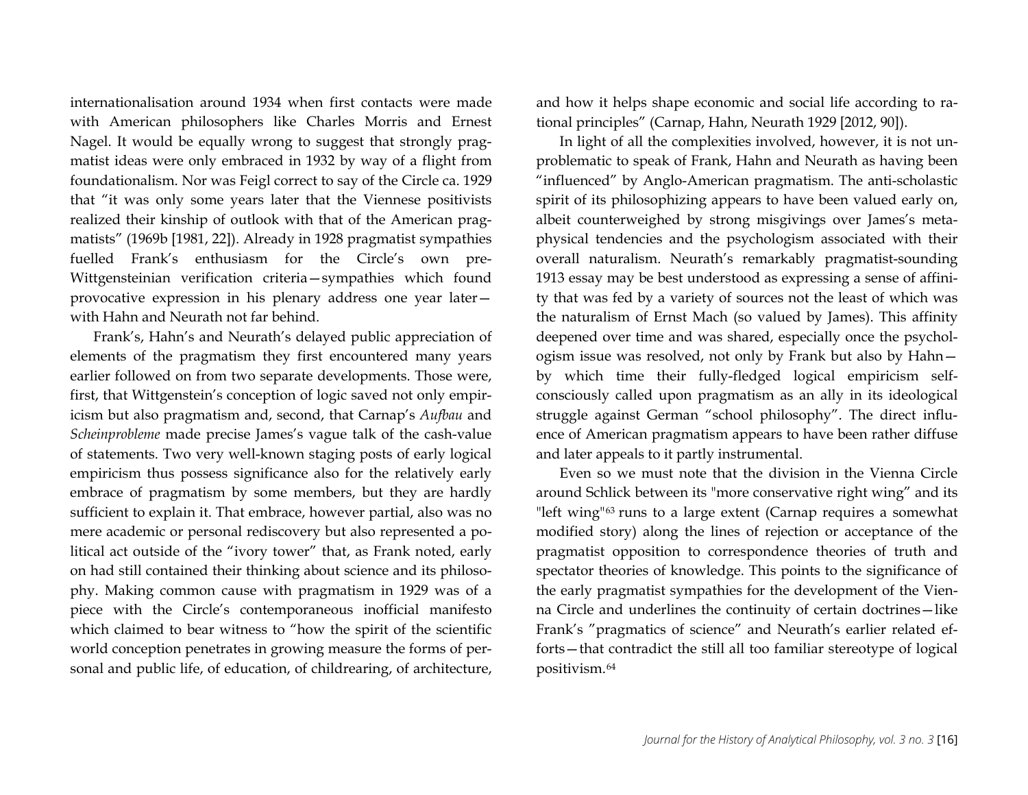internationalisation around 1934 when first contacts were made with American philosophers like Charles Morris and Ernest Nagel. It would be equally wrong to suggest that strongly pragmatist ideas were only embraced in 1932 by way of a flight from foundationalism. Nor was Feigl correct to say of the Circle ca. 1929 that "it was only some years later that the Viennese positivists realized their kinship of outlook with that of the American pragmatists" (1969b [1981, 22]). Already in 1928 pragmatist sympathies fuelled Frank's enthusiasm for the Circle's own pre-Wittgensteinian verification criteria—sympathies which found provocative expression in his plenary address one year later—with Hahn and Neurath not far behind.

Frank's, Hahn's and Neurath's delayed public appreciation of elements of the pragmatism they first encountered many years earlier followed on from two separate developments. Those were, first, that Wittgenstein's conception of logic saved not only empiricism but also pragmatism and, second, that Carnap's *Aufbau* and *Scheinprobleme* made precise James's vague talk of the cash-value of statements. Two very well-known staging posts of early logical empiricism thus possess significance also for the relatively early embrace of pragmatism by some members, but they are hardly sufficient to explain it. That embrace, however partial, also was no mere academic or personal rediscovery but also represented a political act outside of the "ivory tower" that, as Frank noted, early on had still contained their thinking about science and its philosophy. Making common cause with pragmatism in 1929 was of a piece with the Circle's contemporaneous inofficial manifesto which claimed to bear witness to "how the spirit of the scientific world conception penetrates in growing measure the forms of personal and public life, of education, of childrearing, of architecture, and how it helps shape economic and social life according to rational principles" (Carnap, Hahn, Neurath 1929 [2012, 90]).

In light of all the complexities involved, however, it is not unproblematic to speak of Frank, Hahn and Neurath as having been "influenced" by Anglo-American pragmatism. The anti-scholastic spirit of its philosophizing appears to have been valued early on, albeit counterweighed by strong misgivings over James's metaphysical tendencies and the psychologism associated with their overall naturalism. Neurath's remarkably pragmatist-sounding 1913 essay may be best understood as expressing a sense of affinity that was fed by a variety of sources not the least of which was the naturalism of Ernst Mach (so valued by James). This affinity deepened over time and was shared, especially once the psychologism issue was resolved, not only by Frank but also by Hahn—by which time their fully-fledged logical empiricism self-consciously called upon pragmatism as an ally in its ideological struggle against German "school philosophy". The direct influence of American pragmatism appears to have been rather diffuse and later appeals to it partly instrumental.

Even so we must note that the division in the Vienna Circle around Schlick between its "more conservative right wing" and its "left wing"[63] runs to a large extent (Carnap requires a somewhat modified story) along the lines of rejection or acceptance of the pragmatist opposition to correspondence theories of truth and spectator theories of knowledge. This points to the significance of the early pragmatist sympathies for the development of the Vienna Circle and underlines the continuity of certain doctrines—like Frank's "pragmatics of science" and Neurath's earlier related efforts—that contradict the still all too familiar stereotype of logical positivism.[64]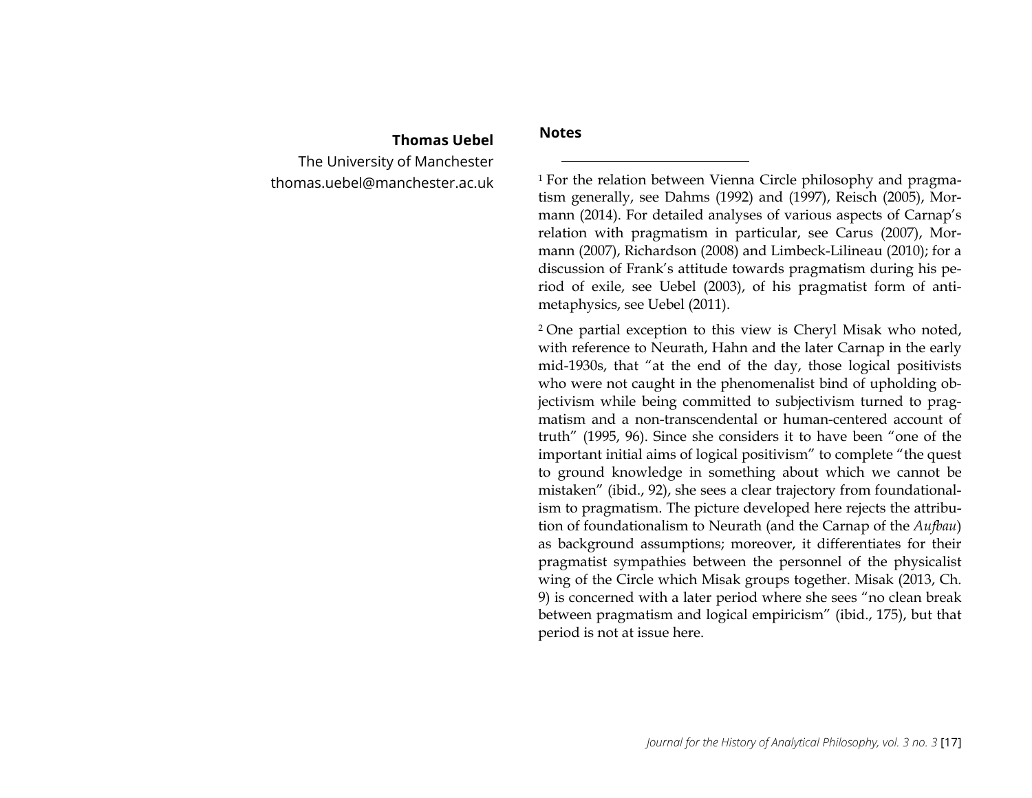**Thomas Uebel**
The University of Manchester
thomas.uebel@manchester.ac.uk

## Notes

[1] For the relation between Vienna Circle philosophy and pragmatism generally, see Dahms (1992) and (1997), Reisch (2005), Mormann (2014). For detailed analyses of various aspects of Carnap's relation with pragmatism in particular, see Carus (2007), Mormann (2007), Richardson (2008) and Limbeck-Lilineau (2010); for a discussion of Frank's attitude towards pragmatism during his period of exile, see Uebel (2003), of his pragmatist form of anti-metaphysics, see Uebel (2011).

[2] One partial exception to this view is Cheryl Misak who noted, with reference to Neurath, Hahn and the later Carnap in the early mid-1930s, that "at the end of the day, those logical positivists who were not caught in the phenomenalist bind of upholding objectivism while being committed to subjectivism turned to pragmatism and a non-transcendental or human-centered account of truth" (1995, 96). Since she considers it to have been "one of the important initial aims of logical positivism" to complete "the quest to ground knowledge in something about which we cannot be mistaken" (ibid., 92), she sees a clear trajectory from foundationalism to pragmatism. The picture developed here rejects the attribution of foundationalism to Neurath (and the Carnap of the *Aufbau*) as background assumptions; moreover, it differentiates for their pragmatist sympathies between the personnel of the physicalist wing of the Circle which Misak groups together. Misak (2013, Ch. 9) is concerned with a later period where she sees "no clean break between pragmatism and logical empiricism" (ibid., 175), but that period is not at issue here.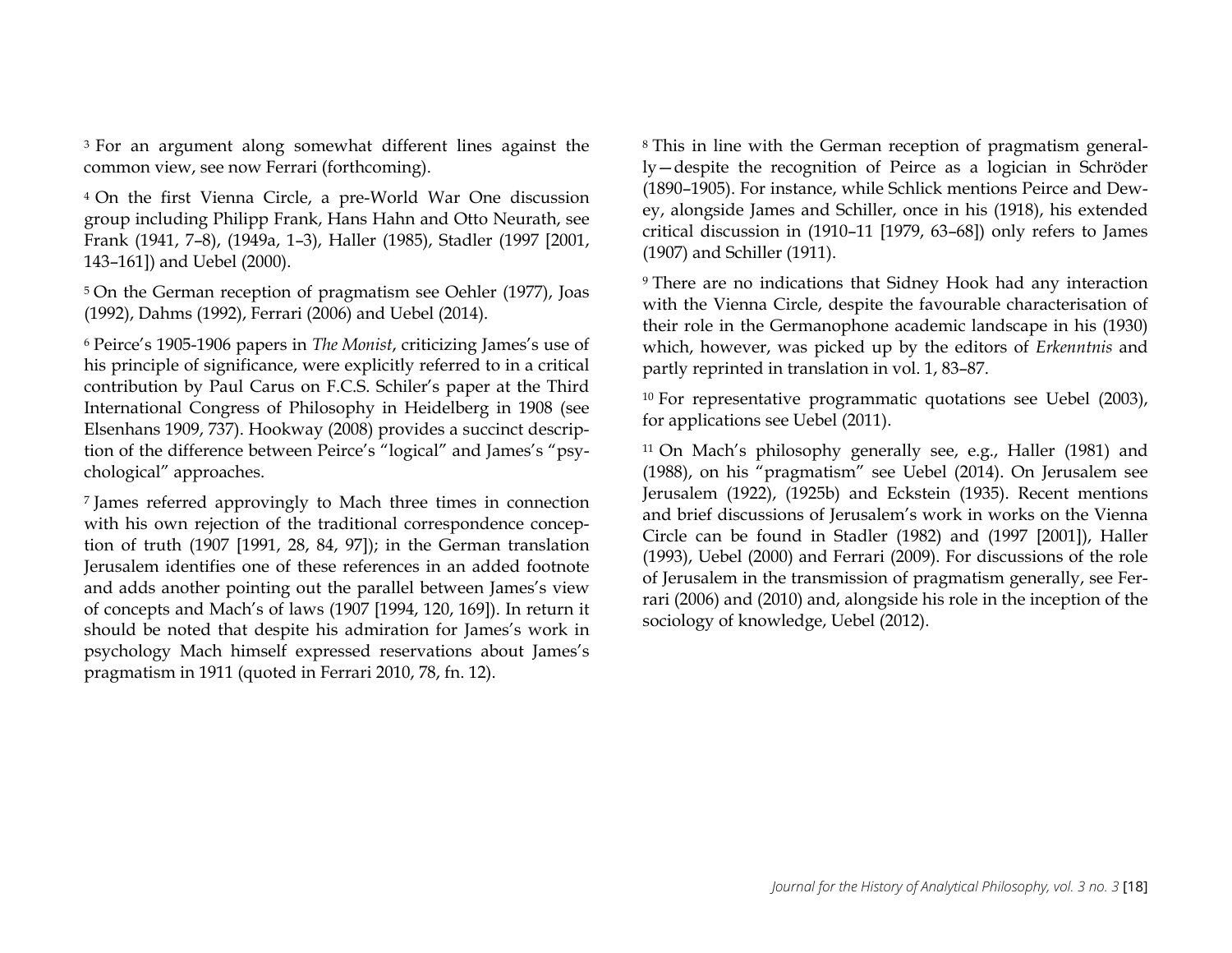[3] For an argument along somewhat different lines against the common view, see now Ferrari (forthcoming).

[4] On the first Vienna Circle, a pre-World War One discussion group including Philipp Frank, Hans Hahn and Otto Neurath, see Frank (1941, 7–8), (1949a, 1–3), Haller (1985), Stadler (1997 [2001, 143–161]) and Uebel (2000).

[5] On the German reception of pragmatism see Oehler (1977), Joas (1992), Dahms (1992), Ferrari (2006) and Uebel (2014).

[6] Peirce's 1905-1906 papers in *The Monist*, criticizing James's use of his principle of significance, were explicitly referred to in a critical contribution by Paul Carus on F.C.S. Schiler's paper at the Third International Congress of Philosophy in Heidelberg in 1908 (see Elsenhans 1909, 737). Hookway (2008) provides a succinct description of the difference between Peirce's "logical" and James's "psychological" approaches.

[7] James referred approvingly to Mach three times in connection with his own rejection of the traditional correspondence conception of truth (1907 [1991, 28, 84, 97]); in the German translation Jerusalem identifies one of these references in an added footnote and adds another pointing out the parallel between James's view of concepts and Mach's of laws (1907 [1994, 120, 169]). In return it should be noted that despite his admiration for James's work in psychology Mach himself expressed reservations about James's pragmatism in 1911 (quoted in Ferrari 2010, 78, fn. 12).

[8] This in line with the German reception of pragmatism generally—despite the recognition of Peirce as a logician in Schröder (1890–1905). For instance, while Schlick mentions Peirce and Dewey, alongside James and Schiller, once in his (1918), his extended critical discussion in (1910–11 [1979, 63–68]) only refers to James (1907) and Schiller (1911).

[9] There are no indications that Sidney Hook had any interaction with the Vienna Circle, despite the favourable characterisation of their role in the Germanophone academic landscape in his (1930) which, however, was picked up by the editors of *Erkenntnis* and partly reprinted in translation in vol. 1, 83–87.

[10] For representative programmatic quotations see Uebel (2003), for applications see Uebel (2011).

[11] On Mach's philosophy generally see, e.g., Haller (1981) and (1988), on his "pragmatism" see Uebel (2014). On Jerusalem see Jerusalem (1922), (1925b) and Eckstein (1935). Recent mentions and brief discussions of Jerusalem's work in works on the Vienna Circle can be found in Stadler (1982) and (1997 [2001]), Haller (1993), Uebel (2000) and Ferrari (2009). For discussions of the role of Jerusalem in the transmission of pragmatism generally, see Ferrari (2006) and (2010) and, alongside his role in the inception of the sociology of knowledge, Uebel (2012).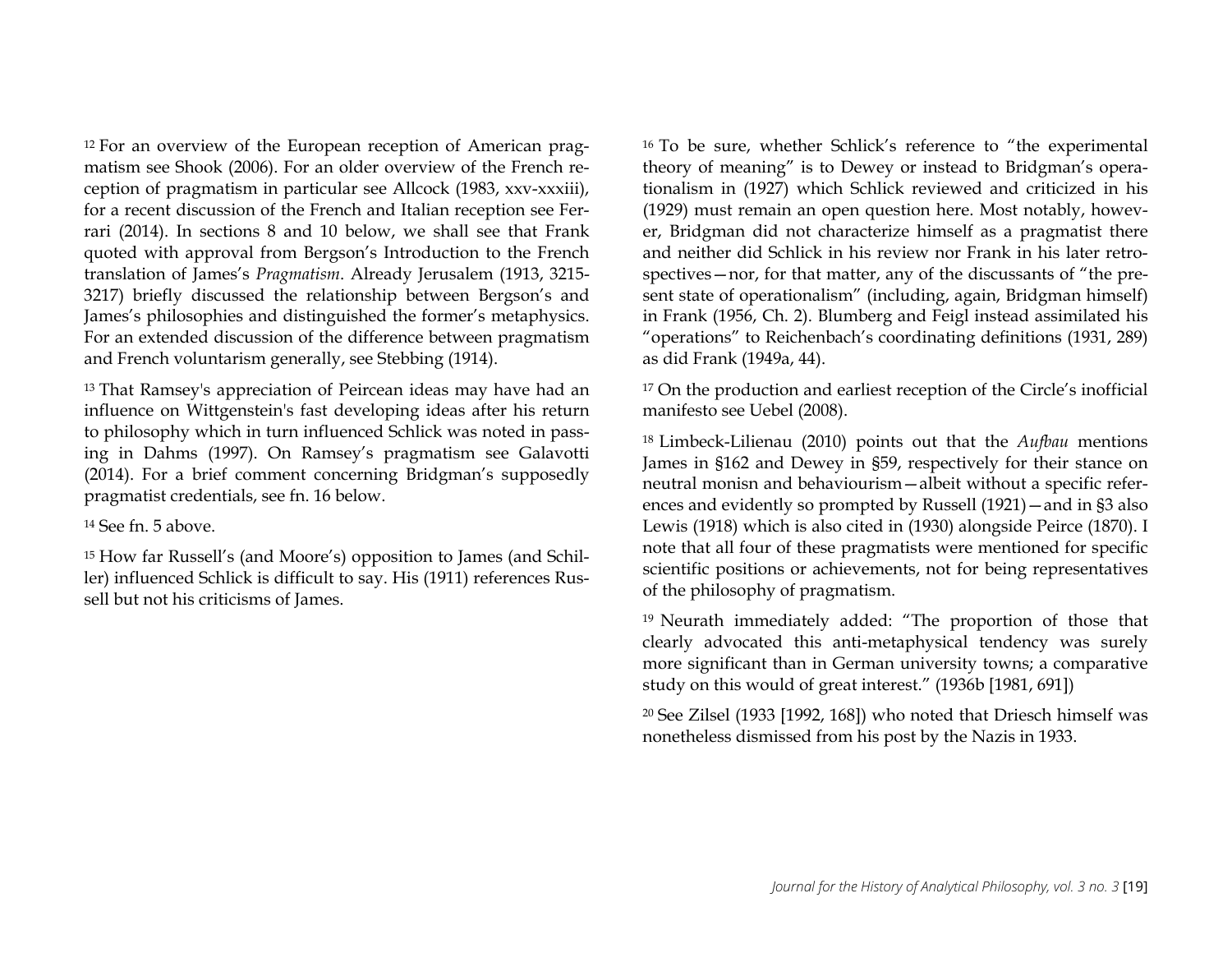[12] For an overview of the European reception of American pragmatism see Shook (2006). For an older overview of the French reception of pragmatism in particular see Allcock (1983, xxv-xxxiii), for a recent discussion of the French and Italian reception see Ferrari (2014). In sections 8 and 10 below, we shall see that Frank quoted with approval from Bergson's Introduction to the French translation of James's *Pragmatism*. Already Jerusalem (1913, 3215-3217) briefly discussed the relationship between Bergson's and James's philosophies and distinguished the former's metaphysics. For an extended discussion of the difference between pragmatism and French voluntarism generally, see Stebbing (1914).

[13] That Ramsey's appreciation of Peircean ideas may have had an influence on Wittgenstein's fast developing ideas after his return to philosophy which in turn influenced Schlick was noted in passing in Dahms (1997). On Ramsey's pragmatism see Galavotti (2014). For a brief comment concerning Bridgman's supposedly pragmatist credentials, see fn. 16 below.

[14] See fn. 5 above.

[15] How far Russell's (and Moore's) opposition to James (and Schiller) influenced Schlick is difficult to say. His (1911) references Russell but not his criticisms of James.

[16] To be sure, whether Schlick's reference to "the experimental theory of meaning" is to Dewey or instead to Bridgman's operationalism in (1927) which Schlick reviewed and criticized in his (1929) must remain an open question here. Most notably, however, Bridgman did not characterize himself as a pragmatist there and neither did Schlick in his review nor Frank in his later retrospectives—nor, for that matter, any of the discussants of "the present state of operationalism" (including, again, Bridgman himself) in Frank (1956, Ch. 2). Blumberg and Feigl instead assimilated his "operations" to Reichenbach's coordinating definitions (1931, 289) as did Frank (1949a, 44).

[17] On the production and earliest reception of the Circle's inofficial manifesto see Uebel (2008).

[18] Limbeck-Lilienau (2010) points out that the *Aufbau* mentions James in §162 and Dewey in §59, respectively for their stance on neutral monisn and behaviourism—albeit without a specific references and evidently so prompted by Russell (1921)—and in §3 also Lewis (1918) which is also cited in (1930) alongside Peirce (1870). I note that all four of these pragmatists were mentioned for specific scientific positions or achievements, not for being representatives of the philosophy of pragmatism.

[19] Neurath immediately added: "The proportion of those that clearly advocated this anti-metaphysical tendency was surely more significant than in German university towns; a comparative study on this would of great interest." (1936b [1981, 691])

[20] See Zilsel (1933 [1992, 168]) who noted that Driesch himself was nonetheless dismissed from his post by the Nazis in 1933.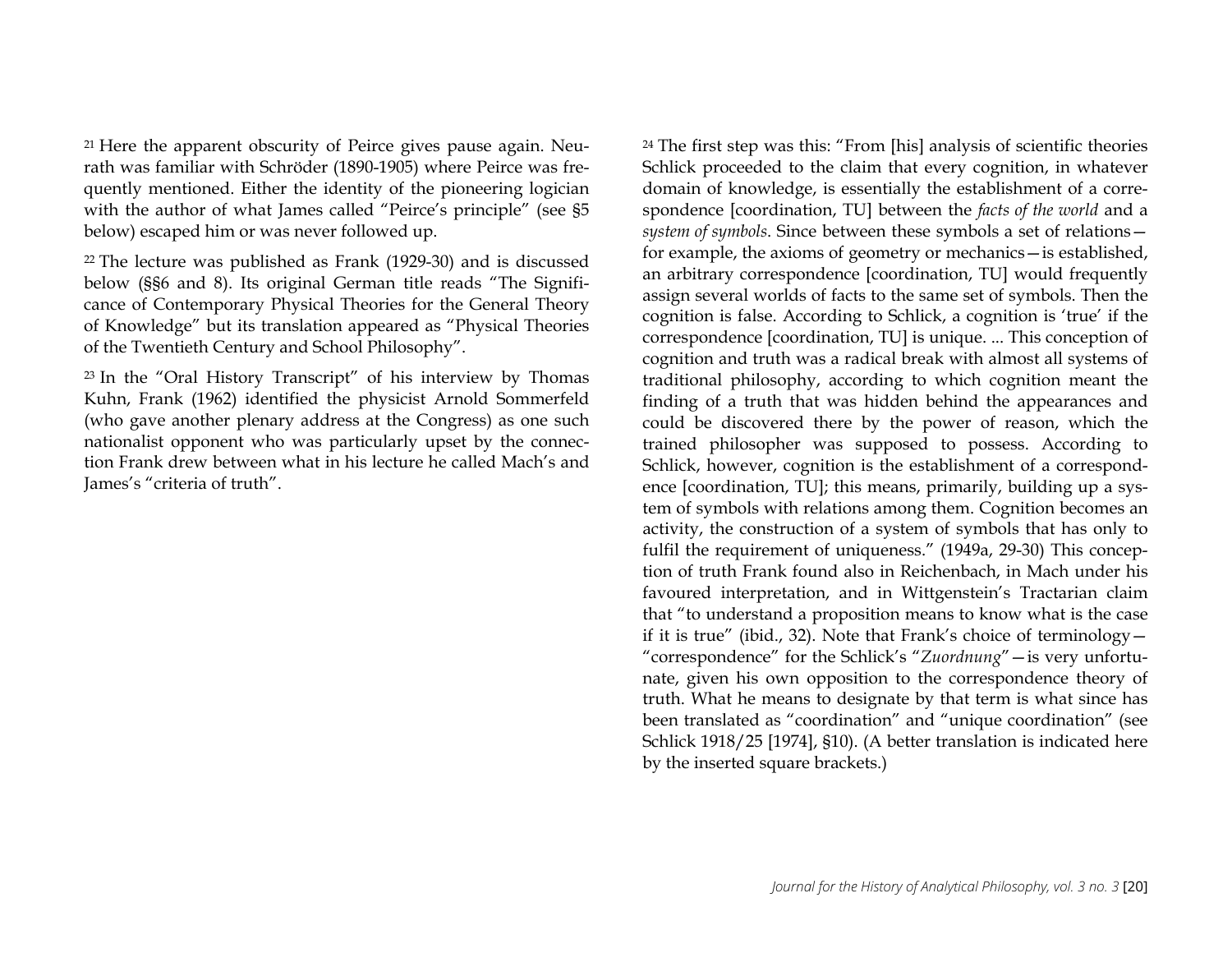[21] Here the apparent obscurity of Peirce gives pause again. Neurath was familiar with Schröder (1890-1905) where Peirce was frequently mentioned. Either the identity of the pioneering logician with the author of what James called "Peirce's principle" (see §5 below) escaped him or was never followed up.

[22] The lecture was published as Frank (1929-30) and is discussed below (§§6 and 8). Its original German title reads "The Significance of Contemporary Physical Theories for the General Theory of Knowledge" but its translation appeared as "Physical Theories of the Twentieth Century and School Philosophy".

[23] In the "Oral History Transcript" of his interview by Thomas Kuhn, Frank (1962) identified the physicist Arnold Sommerfeld (who gave another plenary address at the Congress) as one such nationalist opponent who was particularly upset by the connection Frank drew between what in his lecture he called Mach's and James's "criteria of truth".

[24] The first step was this: "From [his] analysis of scientific theories Schlick proceeded to the claim that every cognition, in whatever domain of knowledge, is essentially the establishment of a correspondence [coordination, TU] between the *facts of the world* and a *system of symbols*. Since between these symbols a set of relations—for example, the axioms of geometry or mechanics—is established, an arbitrary correspondence [coordination, TU] would frequently assign several worlds of facts to the same set of symbols. Then the cognition is false. According to Schlick, a cognition is 'true' if the correspondence [coordination, TU] is unique. ... This conception of cognition and truth was a radical break with almost all systems of traditional philosophy, according to which cognition meant the finding of a truth that was hidden behind the appearances and could be discovered there by the power of reason, which the trained philosopher was supposed to possess. According to Schlick, however, cognition is the establishment of a correspondence [coordination, TU]; this means, primarily, building up a system of symbols with relations among them. Cognition becomes an activity, the construction of a system of symbols that has only to fulfil the requirement of uniqueness." (1949a, 29-30) This conception of truth Frank found also in Reichenbach, in Mach under his favoured interpretation, and in Wittgenstein's Tractarian claim that "to understand a proposition means to know what is the case if it is true" (ibid., 32). Note that Frank's choice of terminology—"correspondence" for the Schlick's "*Zuordnung*"—is very unfortunate, given his own opposition to the correspondence theory of truth. What he means to designate by that term is what since has been translated as "coordination" and "unique coordination" (see Schlick 1918/25 [1974], §10). (A better translation is indicated here by the inserted square brackets.)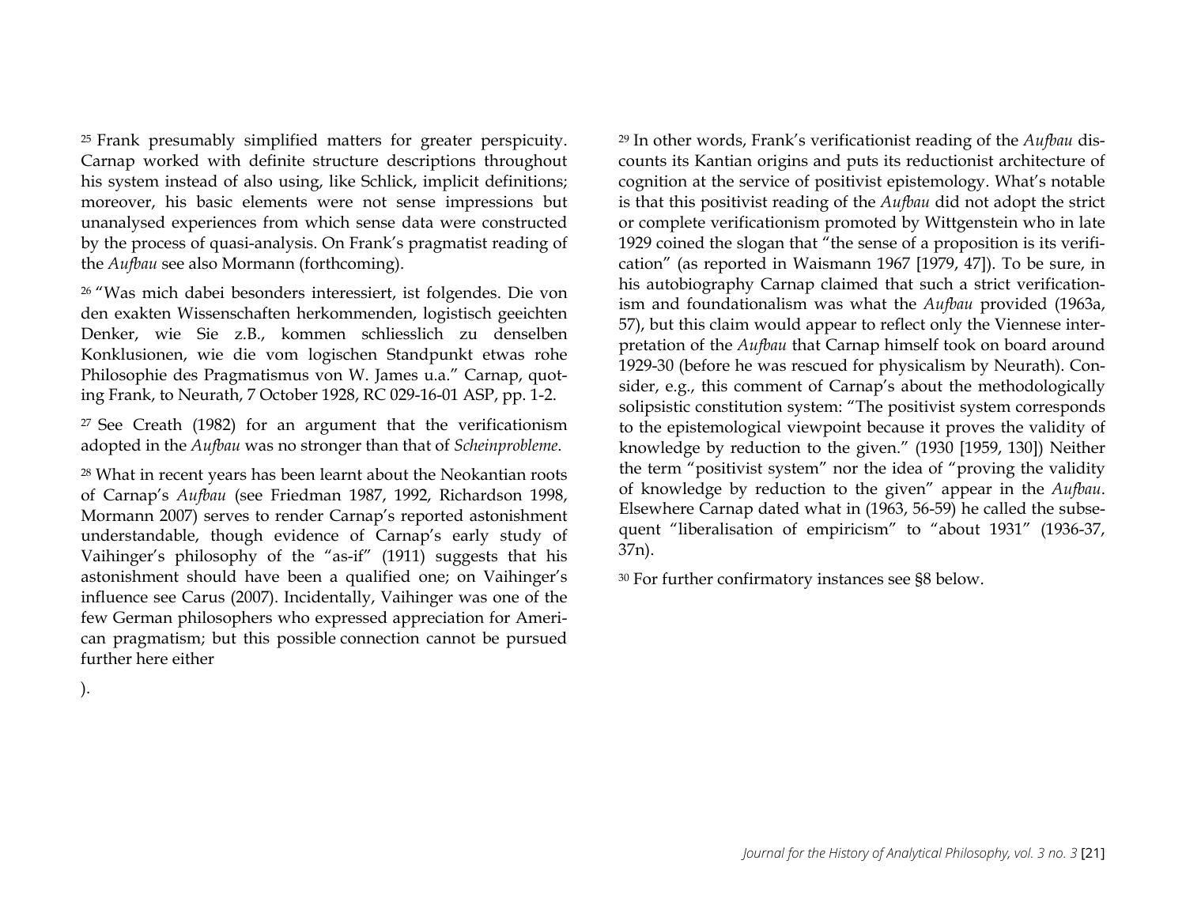[25] Frank presumably simplified matters for greater perspicuity. Carnap worked with definite structure descriptions throughout his system instead of also using, like Schlick, implicit definitions; moreover, his basic elements were not sense impressions but unanalysed experiences from which sense data were constructed by the process of quasi-analysis. On Frank's pragmatist reading of the *Aufbau* see also Mormann (forthcoming).

[26] "Was mich dabei besonders interessiert, ist folgendes. Die von den exakten Wissenschaften herkommenden, logistisch geeichten Denker, wie Sie z.B., kommen schliesslich zu denselben Konklusionen, wie die vom logischen Standpunkt etwas rohe Philosophie des Pragmatismus von W. James u.a." Carnap, quoting Frank, to Neurath, 7 October 1928, RC 029-16-01 ASP, pp. 1-2.

[27] See Creath (1982) for an argument that the verificationism adopted in the *Aufbau* was no stronger than that of *Scheinprobleme*.

[28] What in recent years has been learnt about the Neokantian roots of Carnap's *Aufbau* (see Friedman 1987, 1992, Richardson 1998, Mormann 2007) serves to render Carnap's reported astonishment understandable, though evidence of Carnap's early study of Vaihinger's philosophy of the "as-if" (1911) suggests that his astonishment should have been a qualified one; on Vaihinger's influence see Carus (2007). Incidentally, Vaihinger was one of the few German philosophers who expressed appreciation for American pragmatism; but this possible connection cannot be pursued further here either

).

[29] In other words, Frank's verificationist reading of the *Aufbau* discounts its Kantian origins and puts its reductionist architecture of cognition at the service of positivist epistemology. What's notable is that this positivist reading of the *Aufbau* did not adopt the strict or complete verificationism promoted by Wittgenstein who in late 1929 coined the slogan that "the sense of a proposition is its verification" (as reported in Waismann 1967 [1979, 47]). To be sure, in his autobiography Carnap claimed that such a strict verificationism and foundationalism was what the *Aufbau* provided (1963a, 57), but this claim would appear to reflect only the Viennese interpretation of the *Aufbau* that Carnap himself took on board around 1929-30 (before he was rescued for physicalism by Neurath). Consider, e.g., this comment of Carnap's about the methodologically solipsistic constitution system: "The positivist system corresponds to the epistemological viewpoint because it proves the validity of knowledge by reduction to the given." (1930 [1959, 130]) Neither the term "positivist system" nor the idea of "proving the validity of knowledge by reduction to the given" appear in the *Aufbau*. Elsewhere Carnap dated what in (1963, 56-59) he called the subsequent "liberalisation of empiricism" to "about 1931" (1936-37, 37n).

[30] For further confirmatory instances see §8 below.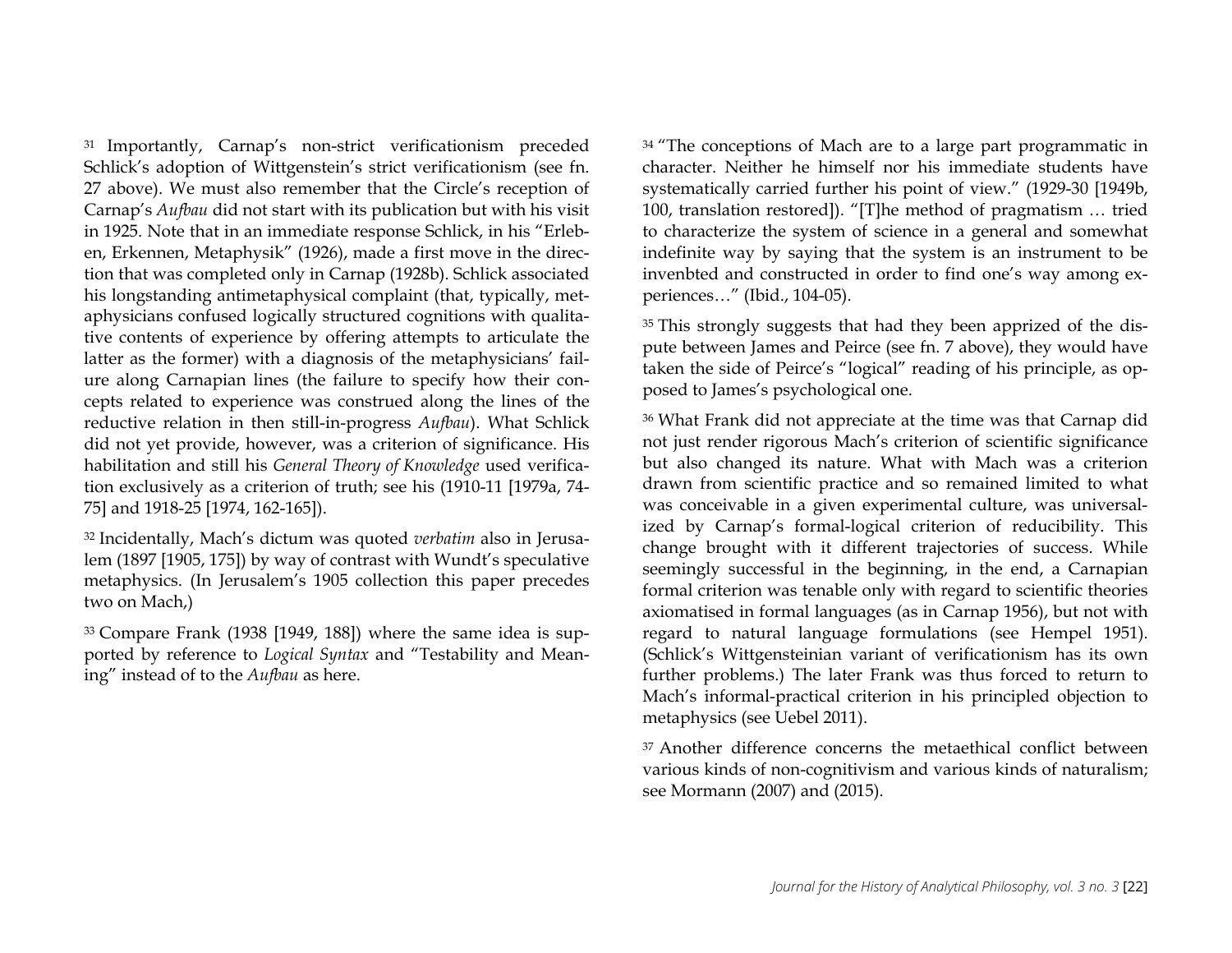[31] Importantly, Carnap's non-strict verificationism preceded Schlick's adoption of Wittgenstein's strict verificationism (see fn. 27 above). We must also remember that the Circle's reception of Carnap's *Aufbau* did not start with its publication but with his visit in 1925. Note that in an immediate response Schlick, in his "Erleben, Erkennen, Metaphysik" (1926), made a first move in the direction that was completed only in Carnap (1928b). Schlick associated his longstanding antimetaphysical complaint (that, typically, metaphysicians confused logically structured cognitions with qualitative contents of experience by offering attempts to articulate the latter as the former) with a diagnosis of the metaphysicians' failure along Carnapian lines (the failure to specify how their concepts related to experience was construed along the lines of the reductive relation in then still-in-progress *Aufbau*). What Schlick did not yet provide, however, was a criterion of significance. His habilitation and still his *General Theory of Knowledge* used verification exclusively as a criterion of truth; see his (1910-11 [1979a, 74-75] and 1918-25 [1974, 162-165]).

[32] Incidentally, Mach's dictum was quoted *verbatim* also in Jerusalem (1897 [1905, 175]) by way of contrast with Wundt's speculative metaphysics. (In Jerusalem's 1905 collection this paper precedes two on Mach,)

[33] Compare Frank (1938 [1949, 188]) where the same idea is supported by reference to *Logical Syntax* and "Testability and Meaning" instead of to the *Aufbau* as here.

[34] "The conceptions of Mach are to a large part programmatic in character. Neither he himself nor his immediate students have systematically carried further his point of view." (1929-30 [1949b, 100, translation restored]). "[T]he method of pragmatism … tried to characterize the system of science in a general and somewhat indefinite way by saying that the system is an instrument to be invenbted and constructed in order to find one's way among experiences…" (Ibid., 104-05).

[35] This strongly suggests that had they been apprized of the dispute between James and Peirce (see fn. 7 above), they would have taken the side of Peirce's "logical" reading of his principle, as opposed to James's psychological one.

[36] What Frank did not appreciate at the time was that Carnap did not just render rigorous Mach's criterion of scientific significance but also changed its nature. What with Mach was a criterion drawn from scientific practice and so remained limited to what was conceivable in a given experimental culture, was universalized by Carnap's formal-logical criterion of reducibility. This change brought with it different trajectories of success. While seemingly successful in the beginning, in the end, a Carnapian formal criterion was tenable only with regard to scientific theories axiomatised in formal languages (as in Carnap 1956), but not with regard to natural language formulations (see Hempel 1951). (Schlick's Wittgensteinian variant of verificationism has its own further problems.) The later Frank was thus forced to return to Mach's informal-practical criterion in his principled objection to metaphysics (see Uebel 2011).

[37] Another difference concerns the metaethical conflict between various kinds of non-cognitivism and various kinds of naturalism; see Mormann (2007) and (2015).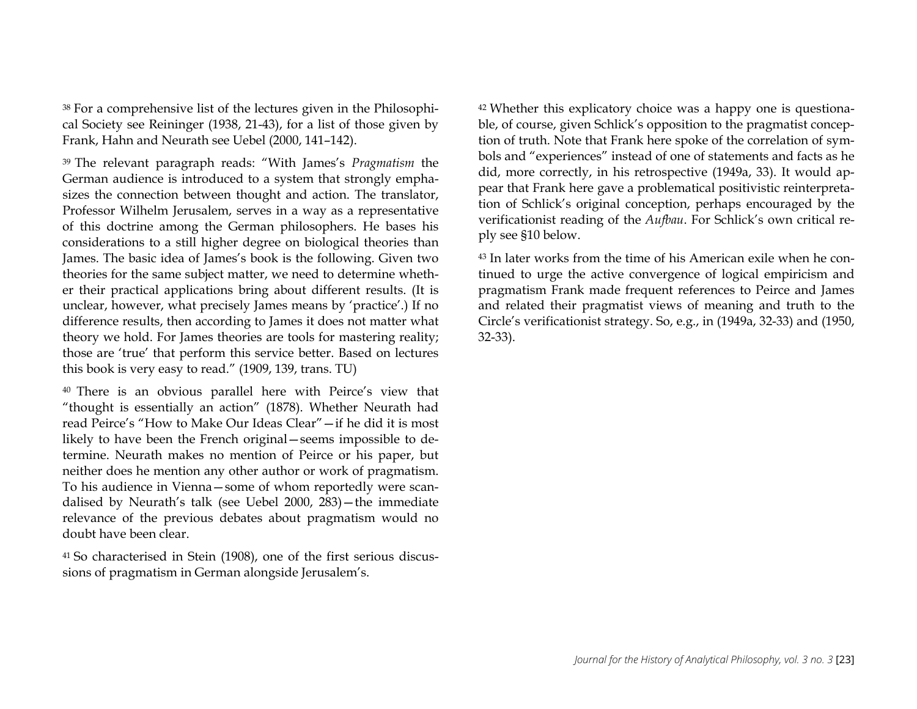[38] For a comprehensive list of the lectures given in the Philosophical Society see Reininger (1938, 21-43), for a list of those given by Frank, Hahn and Neurath see Uebel (2000, 141–142).

[39] The relevant paragraph reads: "With James's *Pragmatism* the German audience is introduced to a system that strongly emphasizes the connection between thought and action. The translator, Professor Wilhelm Jerusalem, serves in a way as a representative of this doctrine among the German philosophers. He bases his considerations to a still higher degree on biological theories than James. The basic idea of James's book is the following. Given two theories for the same subject matter, we need to determine whether their practical applications bring about different results. (It is unclear, however, what precisely James means by 'practice'.) If no difference results, then according to James it does not matter what theory we hold. For James theories are tools for mastering reality; those are 'true' that perform this service better. Based on lectures this book is very easy to read." (1909, 139, trans. TU)

[40] There is an obvious parallel here with Peirce's view that "thought is essentially an action" (1878). Whether Neurath had read Peirce's "How to Make Our Ideas Clear"—if he did it is most likely to have been the French original—seems impossible to determine. Neurath makes no mention of Peirce or his paper, but neither does he mention any other author or work of pragmatism. To his audience in Vienna—some of whom reportedly were scandalised by Neurath's talk (see Uebel 2000, 283)—the immediate relevance of the previous debates about pragmatism would no doubt have been clear.

[41] So characterised in Stein (1908), one of the first serious discussions of pragmatism in German alongside Jerusalem's.

[42] Whether this explicatory choice was a happy one is questionable, of course, given Schlick's opposition to the pragmatist conception of truth. Note that Frank here spoke of the correlation of symbols and "experiences" instead of one of statements and facts as he did, more correctly, in his retrospective (1949a, 33). It would appear that Frank here gave a problematical positivistic reinterpretation of Schlick's original conception, perhaps encouraged by the verificationist reading of the *Aufbau*. For Schlick's own critical reply see §10 below.

[43] In later works from the time of his American exile when he continued to urge the active convergence of logical empiricism and pragmatism Frank made frequent references to Peirce and James and related their pragmatist views of meaning and truth to the Circle's verificationist strategy. So, e.g., in (1949a, 32-33) and (1950, 32-33).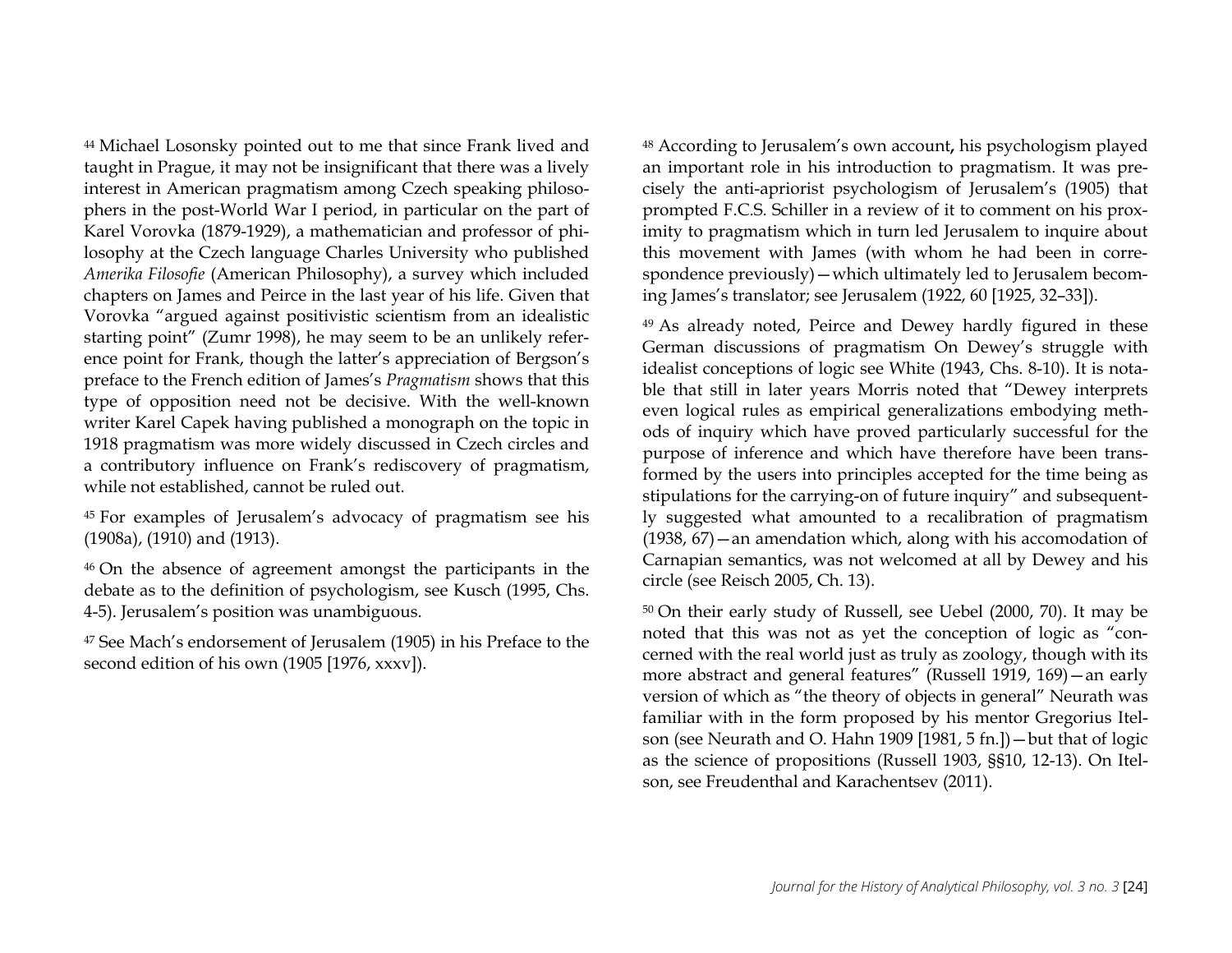44 Michael Losonsky pointed out to me that since Frank lived and taught in Prague, it may not be insignificant that there was a lively interest in American pragmatism among Czech speaking philosophers in the post-World War I period, in particular on the part of Karel Vorovka (1879-1929), a mathematician and professor of philosophy at the Czech language Charles University who published *Amerika Filosofie* (American Philosophy), a survey which included chapters on James and Peirce in the last year of his life. Given that Vorovka "argued against positivistic scientism from an idealistic starting point" (Zumr 1998), he may seem to be an unlikely reference point for Frank, though the latter's appreciation of Bergson's preface to the French edition of James's *Pragmatism* shows that this type of opposition need not be decisive. With the well-known writer Karel Capek having published a monograph on the topic in 1918 pragmatism was more widely discussed in Czech circles and a contributory influence on Frank's rediscovery of pragmatism, while not established, cannot be ruled out.

45 For examples of Jerusalem's advocacy of pragmatism see his (1908a), (1910) and (1913).

46 On the absence of agreement amongst the participants in the debate as to the definition of psychologism, see Kusch (1995, Chs. 4-5). Jerusalem's position was unambiguous.

47 See Mach's endorsement of Jerusalem (1905) in his Preface to the second edition of his own (1905 [1976, xxxv]).

48 According to Jerusalem's own account**,** his psychologism played an important role in his introduction to pragmatism. It was precisely the anti-apriorist psychologism of Jerusalem's (1905) that prompted F.C.S. Schiller in a review of it to comment on his proximity to pragmatism which in turn led Jerusalem to inquire about this movement with James (with whom he had been in correspondence previously)—which ultimately led to Jerusalem becoming James's translator; see Jerusalem (1922, 60 [1925, 32–33]).

49 As already noted, Peirce and Dewey hardly figured in these German discussions of pragmatism On Dewey's struggle with idealist conceptions of logic see White (1943, Chs. 8-10). It is notable that still in later years Morris noted that "Dewey interprets even logical rules as empirical generalizations embodying methods of inquiry which have proved particularly successful for the purpose of inference and which have therefore have been transformed by the users into principles accepted for the time being as stipulations for the carrying-on of future inquiry" and subsequently suggested what amounted to a recalibration of pragmatism (1938, 67)—an amendation which, along with his accomodation of Carnapian semantics, was not welcomed at all by Dewey and his circle (see Reisch 2005, Ch. 13).

50 On their early study of Russell, see Uebel (2000, 70). It may be noted that this was not as yet the conception of logic as "concerned with the real world just as truly as zoology, though with its more abstract and general features" (Russell 1919, 169)—an early version of which as "the theory of objects in general" Neurath was familiar with in the form proposed by his mentor Gregorius Itelson (see Neurath and O. Hahn 1909 [1981, 5 fn.])—but that of logic as the science of propositions (Russell 1903, §§10, 12-13). On Itelson, see Freudenthal and Karachentsev (2011).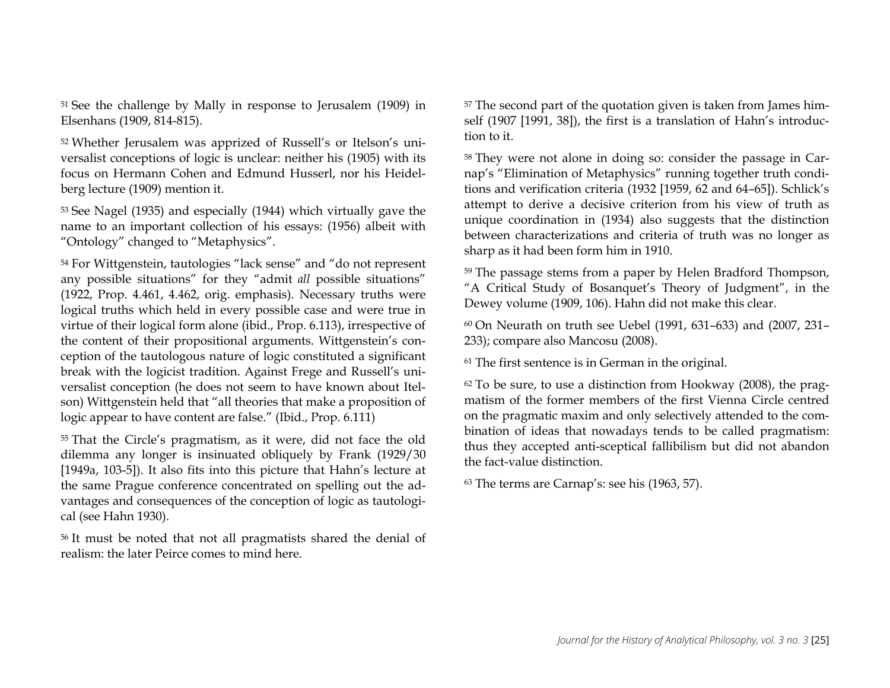[51] See the challenge by Mally in response to Jerusalem (1909) in Elsenhans (1909, 814-815).

[52] Whether Jerusalem was apprized of Russell's or Itelson's universalist conceptions of logic is unclear: neither his (1905) with its focus on Hermann Cohen and Edmund Husserl, nor his Heidelberg lecture (1909) mention it.

[53] See Nagel (1935) and especially (1944) which virtually gave the name to an important collection of his essays: (1956) albeit with "Ontology" changed to "Metaphysics".

[54] For Wittgenstein, tautologies "lack sense" and "do not represent any possible situations" for they "admit *all* possible situations" (1922, Prop. 4.461, 4.462, orig. emphasis). Necessary truths were logical truths which held in every possible case and were true in virtue of their logical form alone (ibid., Prop. 6.113), irrespective of the content of their propositional arguments. Wittgenstein's conception of the tautologous nature of logic constituted a significant break with the logicist tradition. Against Frege and Russell's universalist conception (he does not seem to have known about Itelson) Wittgenstein held that "all theories that make a proposition of logic appear to have content are false." (Ibid., Prop. 6.111)

[55] That the Circle's pragmatism, as it were, did not face the old dilemma any longer is insinuated obliquely by Frank (1929/30 [1949a, 103-5]). It also fits into this picture that Hahn's lecture at the same Prague conference concentrated on spelling out the advantages and consequences of the conception of logic as tautological (see Hahn 1930).

[56] It must be noted that not all pragmatists shared the denial of realism: the later Peirce comes to mind here.

[57] The second part of the quotation given is taken from James himself (1907 [1991, 38]), the first is a translation of Hahn's introduction to it.

[58] They were not alone in doing so: consider the passage in Carnap's "Elimination of Metaphysics" running together truth conditions and verification criteria (1932 [1959, 62 and 64–65]). Schlick's attempt to derive a decisive criterion from his view of truth as unique coordination in (1934) also suggests that the distinction between characterizations and criteria of truth was no longer as sharp as it had been form him in 1910.

[59] The passage stems from a paper by Helen Bradford Thompson, "A Critical Study of Bosanquet's Theory of Judgment", in the Dewey volume (1909, 106). Hahn did not make this clear.

[60] On Neurath on truth see Uebel (1991, 631–633) and (2007, 231–233); compare also Mancosu (2008).

[61] The first sentence is in German in the original.

[62] To be sure, to use a distinction from Hookway (2008), the pragmatism of the former members of the first Vienna Circle centred on the pragmatic maxim and only selectively attended to the combination of ideas that nowadays tends to be called pragmatism: thus they accepted anti-sceptical fallibilism but did not abandon the fact-value distinction.

[63] The terms are Carnap's: see his (1963, 57).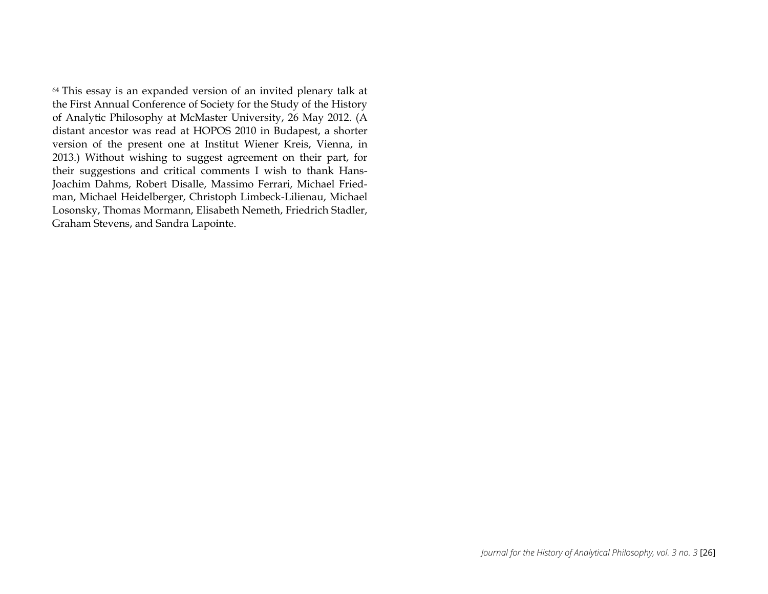[64] This essay is an expanded version of an invited plenary talk at the First Annual Conference of Society for the Study of the History of Analytic Philosophy at McMaster University, 26 May 2012. (A distant ancestor was read at HOPOS 2010 in Budapest, a shorter version of the present one at Institut Wiener Kreis, Vienna, in 2013.) Without wishing to suggest agreement on their part, for their suggestions and critical comments I wish to thank Hans-Joachim Dahms, Robert Disalle, Massimo Ferrari, Michael Friedman, Michael Heidelberger, Christoph Limbeck-Lilienau, Michael Losonsky, Thomas Mormann, Elisabeth Nemeth, Friedrich Stadler, Graham Stevens, and Sandra Lapointe.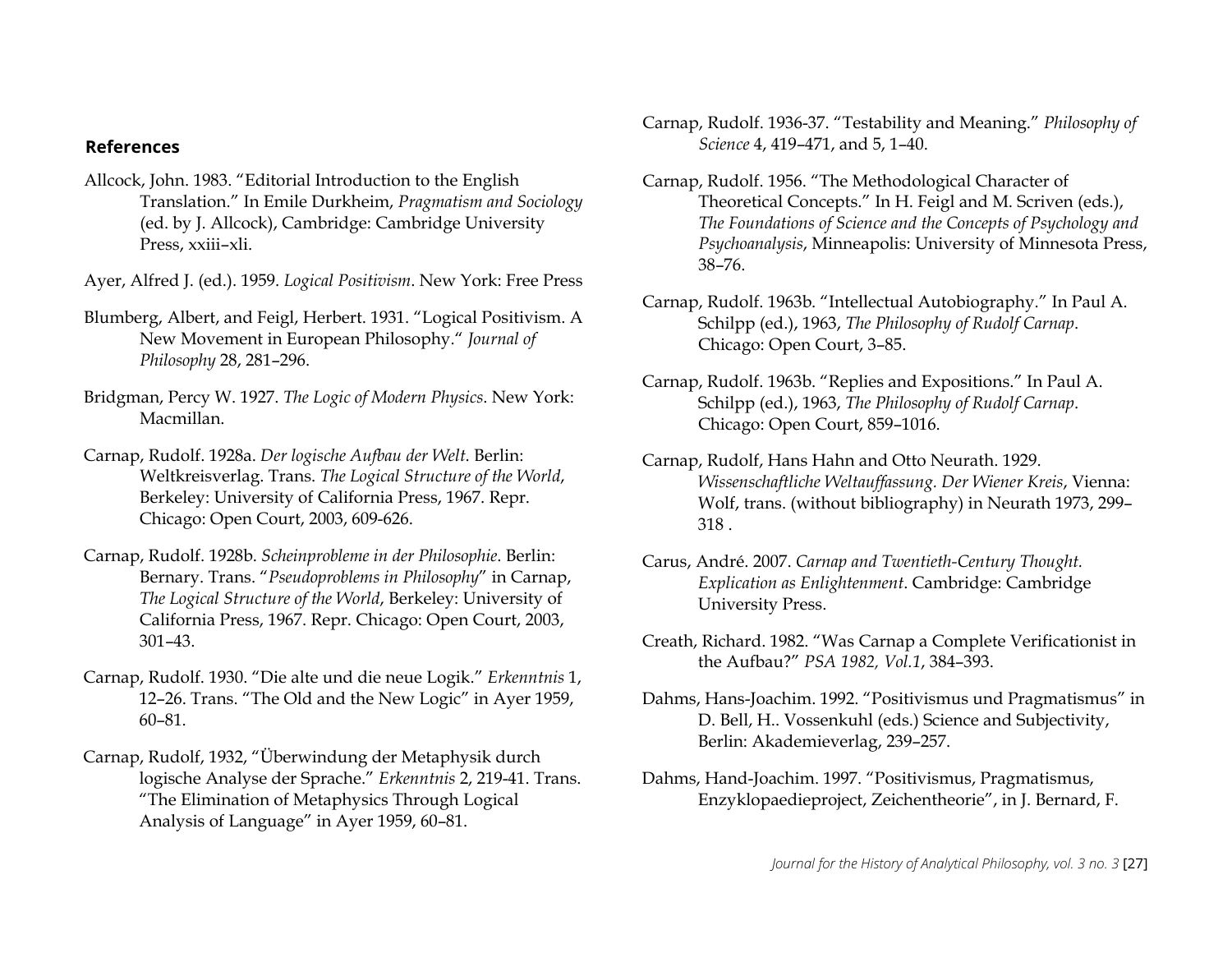## References

Allcock, John. 1983. "Editorial Introduction to the English Translation." In Emile Durkheim, *Pragmatism and Sociology* (ed. by J. Allcock), Cambridge: Cambridge University Press, xxiii–xli.

Ayer, Alfred J. (ed.). 1959. *Logical Positivism*. New York: Free Press

Blumberg, Albert, and Feigl, Herbert. 1931. "Logical Positivism. A New Movement in European Philosophy." *Journal of Philosophy* 28, 281–296.

Bridgman, Percy W. 1927. *The Logic of Modern Physics*. New York: Macmillan.

Carnap, Rudolf. 1928a. *Der logische Aufbau der Welt*. Berlin: Weltkreisverlag. Trans. *The Logical Structure of the World*, Berkeley: University of California Press, 1967. Repr. Chicago: Open Court, 2003, 609-626.

Carnap, Rudolf. 1928b. *Scheinprobleme in der Philosophie*. Berlin: Bernary. Trans. "*Pseudoproblems in Philosophy*" in Carnap, *The Logical Structure of the World*, Berkeley: University of California Press, 1967. Repr. Chicago: Open Court, 2003, 301–43.

Carnap, Rudolf. 1930. "Die alte und die neue Logik." *Erkenntnis* 1, 12–26. Trans. "The Old and the New Logic" in Ayer 1959, 60–81.

Carnap, Rudolf, 1932, "Überwindung der Metaphysik durch logische Analyse der Sprache." *Erkenntnis* 2, 219-41. Trans. "The Elimination of Metaphysics Through Logical Analysis of Language" in Ayer 1959, 60–81.

Carnap, Rudolf. 1936-37. "Testability and Meaning." *Philosophy of Science* 4, 419–471, and 5, 1–40.

Carnap, Rudolf. 1956. "The Methodological Character of Theoretical Concepts." In H. Feigl and M. Scriven (eds.), *The Foundations of Science and the Concepts of Psychology and Psychoanalysis*, Minneapolis: University of Minnesota Press, 38–76.

Carnap, Rudolf. 1963b. "Intellectual Autobiography." In Paul A. Schilpp (ed.), 1963, *The Philosophy of Rudolf Carnap*. Chicago: Open Court, 3–85.

Carnap, Rudolf. 1963b. "Replies and Expositions." In Paul A. Schilpp (ed.), 1963, *The Philosophy of Rudolf Carnap*. Chicago: Open Court, 859–1016.

Carnap, Rudolf, Hans Hahn and Otto Neurath. 1929. *Wissenschaftliche Weltauffassung. Der Wiener Kreis*, Vienna: Wolf, trans. (without bibliography) in Neurath 1973, 299–318 .

Carus, André. 2007. *Carnap and Twentieth-Century Thought. Explication as Enlightenment*. Cambridge: Cambridge University Press.

Creath, Richard. 1982. "Was Carnap a Complete Verificationist in the Aufbau?" *PSA 1982, Vol.1*, 384–393.

Dahms, Hans-Joachim. 1992. "Positivismus und Pragmatismus" in D. Bell, H.. Vossenkuhl (eds.) Science and Subjectivity, Berlin: Akademieverlag, 239–257.

Dahms, Hand-Joachim. 1997. "Positivismus, Pragmatismus, Enzyklopaedieproject, Zeichentheorie", in J. Bernard, F.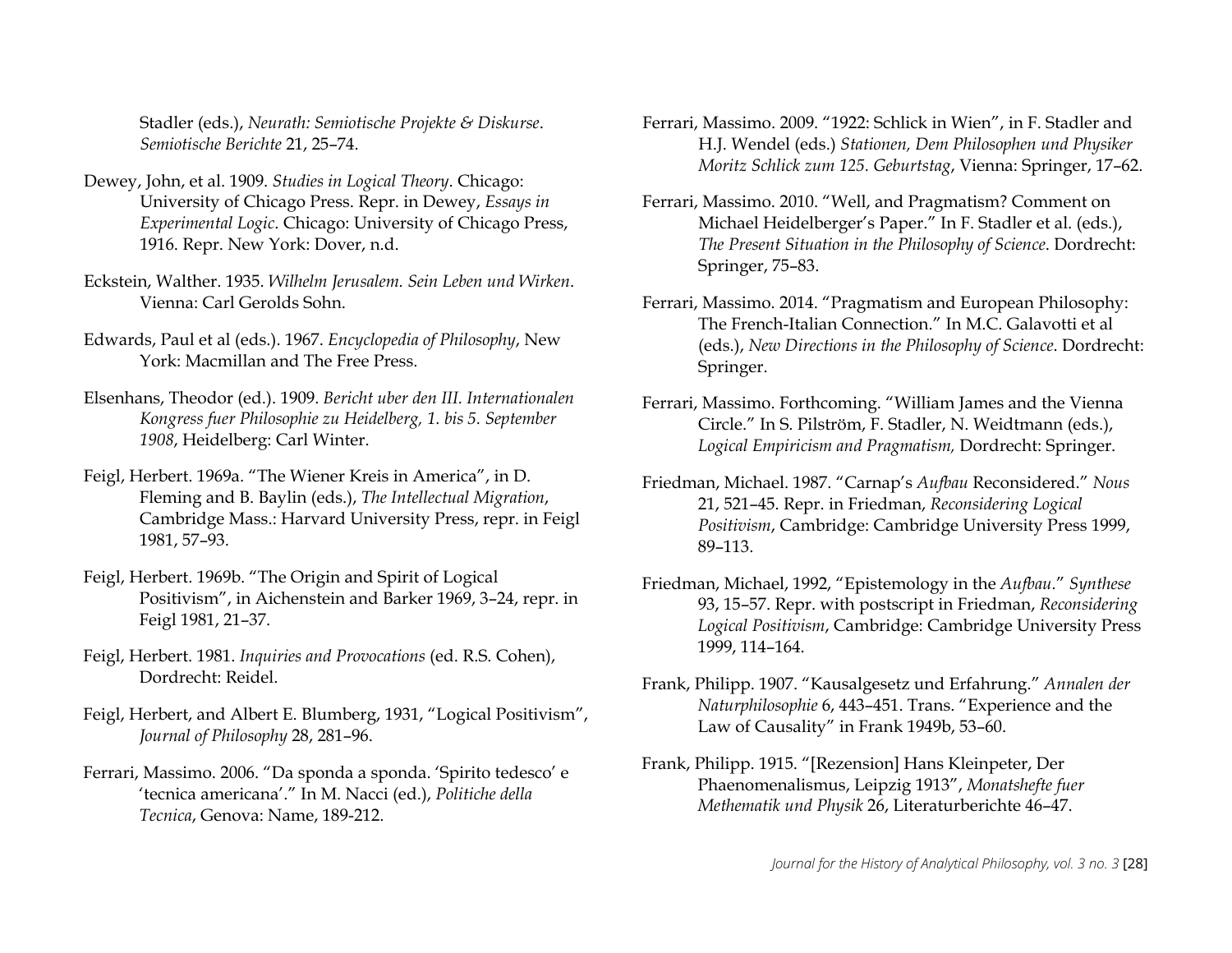Stadler (eds.), *Neurath: Semiotische Projekte & Diskurse*. *Semiotische Berichte* 21, 25–74.

Dewey, John, et al. 1909. *Studies in Logical Theory*. Chicago: University of Chicago Press. Repr. in Dewey, *Essays in Experimental Logic*. Chicago: University of Chicago Press, 1916. Repr. New York: Dover, n.d.

Eckstein, Walther. 1935. *Wilhelm Jerusalem. Sein Leben und Wirken*. Vienna: Carl Gerolds Sohn.

Edwards, Paul et al (eds.). 1967. *Encyclopedia of Philosophy*, New York: Macmillan and The Free Press.

Elsenhans, Theodor (ed.). 1909. *Bericht uber den III. Internationalen Kongress fuer Philosophie zu Heidelberg, 1. bis 5. September 1908*, Heidelberg: Carl Winter.

Feigl, Herbert. 1969a. "The Wiener Kreis in America", in D. Fleming and B. Baylin (eds.), *The Intellectual Migration*, Cambridge Mass.: Harvard University Press, repr. in Feigl 1981, 57–93.

Feigl, Herbert. 1969b. "The Origin and Spirit of Logical Positivism", in Aichenstein and Barker 1969, 3–24, repr. in Feigl 1981, 21–37.

Feigl, Herbert. 1981. *Inquiries and Provocations* (ed. R.S. Cohen), Dordrecht: Reidel.

Feigl, Herbert, and Albert E. Blumberg, 1931, "Logical Positivism", *Journal of Philosophy* 28, 281–96.

Ferrari, Massimo. 2006. "Da sponda a sponda. 'Spirito tedesco' e 'tecnica americana'." In M. Nacci (ed.), *Politiche della Tecnica*, Genova: Name, 189-212.

Ferrari, Massimo. 2009. "1922: Schlick in Wien", in F. Stadler and H.J. Wendel (eds.) *Stationen, Dem Philosophen und Physiker Moritz Schlick zum 125. Geburtstag*, Vienna: Springer, 17–62.

Ferrari, Massimo. 2010. "Well, and Pragmatism? Comment on Michael Heidelberger's Paper." In F. Stadler et al. (eds.), *The Present Situation in the Philosophy of Science*. Dordrecht: Springer, 75–83.

Ferrari, Massimo. 2014. "Pragmatism and European Philosophy: The French-Italian Connection." In M.C. Galavotti et al (eds.), *New Directions in the Philosophy of Science*. Dordrecht: Springer.

Ferrari, Massimo. Forthcoming. "William James and the Vienna Circle." In S. Pilström, F. Stadler, N. Weidtmann (eds.), *Logical Empiricism and Pragmatism,* Dordrecht: Springer.

Friedman, Michael. 1987. "Carnap's *Aufbau* Reconsidered." *Nous* 21, 521–45. Repr. in Friedman, *Reconsidering Logical Positivism*, Cambridge: Cambridge University Press 1999, 89–113.

Friedman, Michael, 1992, "Epistemology in the *Aufbau*." *Synthese* 93, 15–57. Repr. with postscript in Friedman, *Reconsidering Logical Positivism*, Cambridge: Cambridge University Press 1999, 114–164.

Frank, Philipp. 1907. "Kausalgesetz und Erfahrung." *Annalen der Naturphilosophie* 6, 443–451. Trans. "Experience and the Law of Causality" in Frank 1949b, 53–60.

Frank, Philipp. 1915. "[Rezension] Hans Kleinpeter, Der Phaenomenalismus, Leipzig 1913", *Monatshefte fuer Methematik und Physik* 26, Literaturberichte 46–47.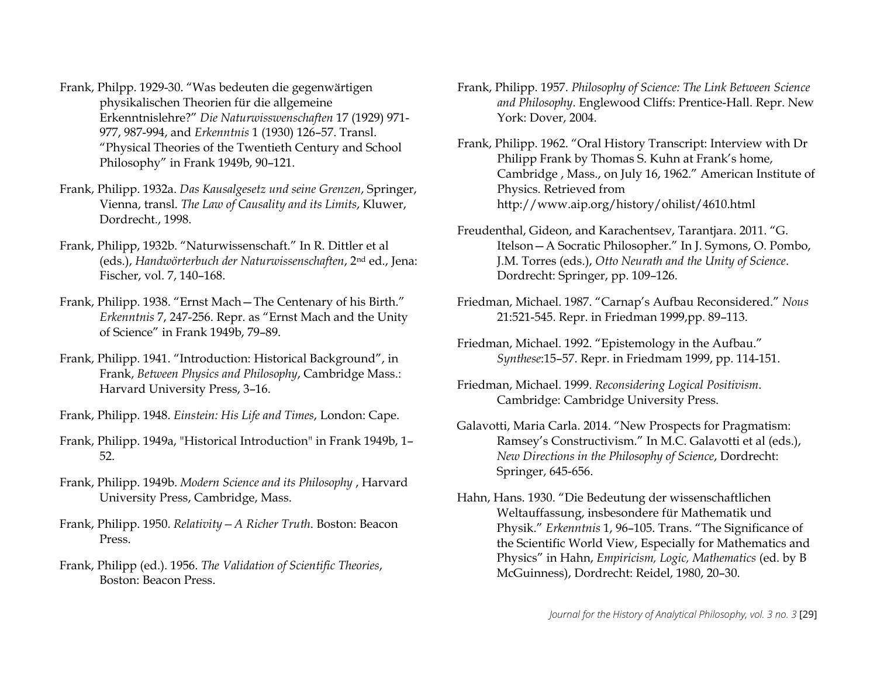Frank, Philpp. 1929-30. "Was bedeuten die gegenwärtigen physikalischen Theorien für die allgemeine Erkenntnislehre?" *Die Naturwisswenschaften* 17 (1929) 971-977, 987-994, and *Erkenntnis* 1 (1930) 126–57. Transl. "Physical Theories of the Twentieth Century and School Philosophy" in Frank 1949b, 90–121.

Frank, Philipp. 1932a. *Das Kausalgesetz und seine Grenzen*, Springer, Vienna, transl. *The Law of Causality and its Limits*, Kluwer, Dordrecht., 1998.

Frank, Philipp, 1932b. "Naturwissenschaft." In R. Dittler et al (eds.), *Handwörterbuch der Naturwissenschaften*, 2nd ed., Jena: Fischer, vol. 7, 140–168.

Frank, Philipp. 1938. "Ernst Mach—The Centenary of his Birth." *Erkenntnis* 7, 247-256. Repr. as "Ernst Mach and the Unity of Science" in Frank 1949b, 79–89.

Frank, Philipp. 1941. "Introduction: Historical Background", in Frank, *Between Physics and Philosophy*, Cambridge Mass.: Harvard University Press, 3–16.

Frank, Philipp. 1948. *Einstein: His Life and Times*, London: Cape.

Frank, Philipp. 1949a, "Historical Introduction" in Frank 1949b, 1–52.

Frank, Philipp. 1949b. *Modern Science and its Philosophy* , Harvard University Press, Cambridge, Mass.

Frank, Philipp. 1950. *Relativity—A Richer Truth*. Boston: Beacon Press.

Frank, Philipp (ed.). 1956. *The Validation of Scientific Theories*, Boston: Beacon Press.

Frank, Philipp. 1957. *Philosophy of Science: The Link Between Science and Philosophy*. Englewood Cliffs: Prentice-Hall. Repr. New York: Dover, 2004.

Frank, Philipp. 1962. "Oral History Transcript: Interview with Dr Philipp Frank by Thomas S. Kuhn at Frank's home, Cambridge , Mass., on July 16, 1962." American Institute of Physics. Retrieved from http://www.aip.org/history/ohilist/4610.html

Freudenthal, Gideon, and Karachentsev, Tarantjara. 2011. "G. Itelson—A Socratic Philosopher." In J. Symons, O. Pombo, J.M. Torres (eds.), *Otto Neurath and the Unity of Science*. Dordrecht: Springer, pp. 109–126.

Friedman, Michael. 1987. "Carnap's Aufbau Reconsidered." *Nous* 21:521-545. Repr. in Friedman 1999,pp. 89–113.

Friedman, Michael. 1992. "Epistemology in the Aufbau." *Synthese*:15–57. Repr. in Friedmam 1999, pp. 114-151.

Friedman, Michael. 1999. *Reconsidering Logical Positivism*. Cambridge: Cambridge University Press.

Galavotti, Maria Carla. 2014. "New Prospects for Pragmatism: Ramsey's Constructivism." In M.C. Galavotti et al (eds.), *New Directions in the Philosophy of Science*, Dordrecht: Springer, 645-656.

Hahn, Hans. 1930. "Die Bedeutung der wissenschaftlichen Weltauffassung, insbesondere für Mathematik und Physik." *Erkenntnis* 1, 96–105. Trans. "The Significance of the Scientific World View, Especially for Mathematics and Physics" in Hahn, *Empiricism, Logic, Mathematics* (ed. by B McGuinness), Dordrecht: Reidel, 1980, 20–30.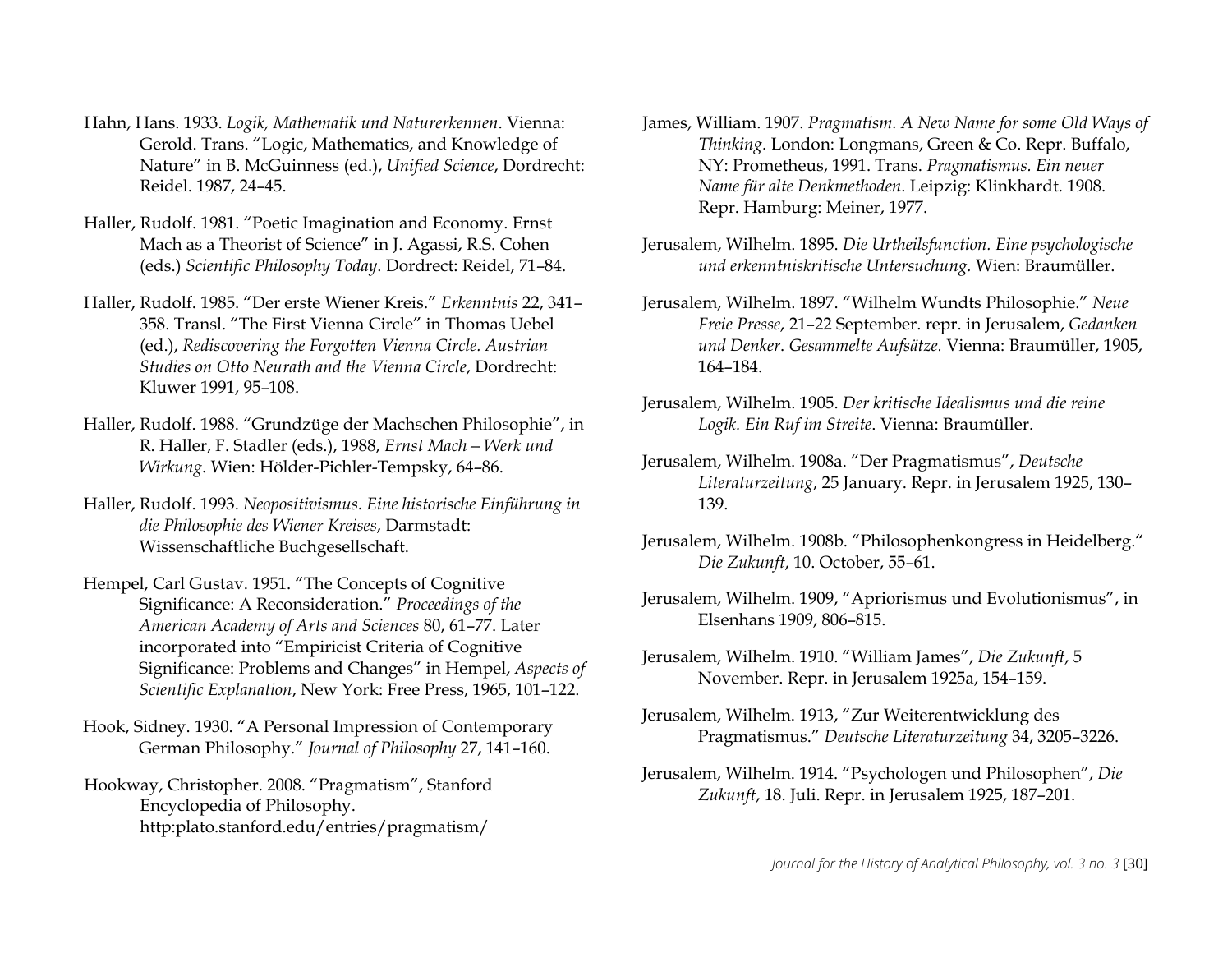Hahn, Hans. 1933. *Logik, Mathematik und Naturerkennen*. Vienna: Gerold. Trans. "Logic, Mathematics, and Knowledge of Nature" in B. McGuinness (ed.), *Unified Science*, Dordrecht: Reidel. 1987, 24–45.

Haller, Rudolf. 1981. "Poetic Imagination and Economy. Ernst Mach as a Theorist of Science" in J. Agassi, R.S. Cohen (eds.) *Scientific Philosophy Today*. Dordrect: Reidel, 71–84.

Haller, Rudolf. 1985. "Der erste Wiener Kreis." *Erkenntnis* 22, 341–358. Transl. "The First Vienna Circle" in Thomas Uebel (ed.), *Rediscovering the Forgotten Vienna Circle. Austrian Studies on Otto Neurath and the Vienna Circle*, Dordrecht: Kluwer 1991, 95–108.

Haller, Rudolf. 1988. "Grundzüge der Machschen Philosophie", in R. Haller, F. Stadler (eds.), 1988, *Ernst Mach—Werk und Wirkung*. Wien: Hölder-Pichler-Tempsky, 64–86.

Haller, Rudolf. 1993. *Neopositivismus. Eine historische Einführung in die Philosophie des Wiener Kreises*, Darmstadt: Wissenschaftliche Buchgesellschaft.

Hempel, Carl Gustav. 1951. "The Concepts of Cognitive Significance: A Reconsideration." *Proceedings of the American Academy of Arts and Sciences* 80, 61–77. Later incorporated into "Empiricist Criteria of Cognitive Significance: Problems and Changes" in Hempel, *Aspects of Scientific Explanation*, New York: Free Press, 1965, 101–122.

Hook, Sidney. 1930. "A Personal Impression of Contemporary German Philosophy." *Journal of Philosophy* 27, 141–160.

Hookway, Christopher. 2008. "Pragmatism", Stanford Encyclopedia of Philosophy. http:plato.stanford.edu/entries/pragmatism/

James, William. 1907. *Pragmatism. A New Name for some Old Ways of Thinking*. London: Longmans, Green & Co. Repr. Buffalo, NY: Prometheus, 1991. Trans. *Pragmatismus. Ein neuer Name für alte Denkmethoden*. Leipzig: Klinkhardt. 1908. Repr. Hamburg: Meiner, 1977.

Jerusalem, Wilhelm. 1895. *Die Urtheilsfunction. Eine psychologische und erkenntniskritische Untersuchung.* Wien: Braumüller.

Jerusalem, Wilhelm. 1897. "Wilhelm Wundts Philosophie." *Neue Freie Presse*, 21–22 September. repr. in Jerusalem, *Gedanken und Denker. Gesammelte Aufsätze.* Vienna: Braumüller, 1905, 164–184.

Jerusalem, Wilhelm. 1905. *Der kritische Idealismus und die reine Logik. Ein Ruf im Streite*. Vienna: Braumüller.

Jerusalem, Wilhelm. 1908a. "Der Pragmatismus", *Deutsche Literaturzeitung*, 25 January. Repr. in Jerusalem 1925, 130–139.

Jerusalem, Wilhelm. 1908b. "Philosophenkongress in Heidelberg." *Die Zukunft*, 10. October, 55–61.

Jerusalem, Wilhelm. 1909, "Apriorismus und Evolutionismus", in Elsenhans 1909, 806–815.

Jerusalem, Wilhelm. 1910. "William James", *Die Zukunft*, 5 November. Repr. in Jerusalem 1925a, 154–159.

Jerusalem, Wilhelm. 1913, "Zur Weiterentwicklung des Pragmatismus." *Deutsche Literaturzeitung* 34, 3205–3226.

Jerusalem, Wilhelm. 1914. "Psychologen und Philosophen", *Die Zukunft*, 18. Juli. Repr. in Jerusalem 1925, 187–201.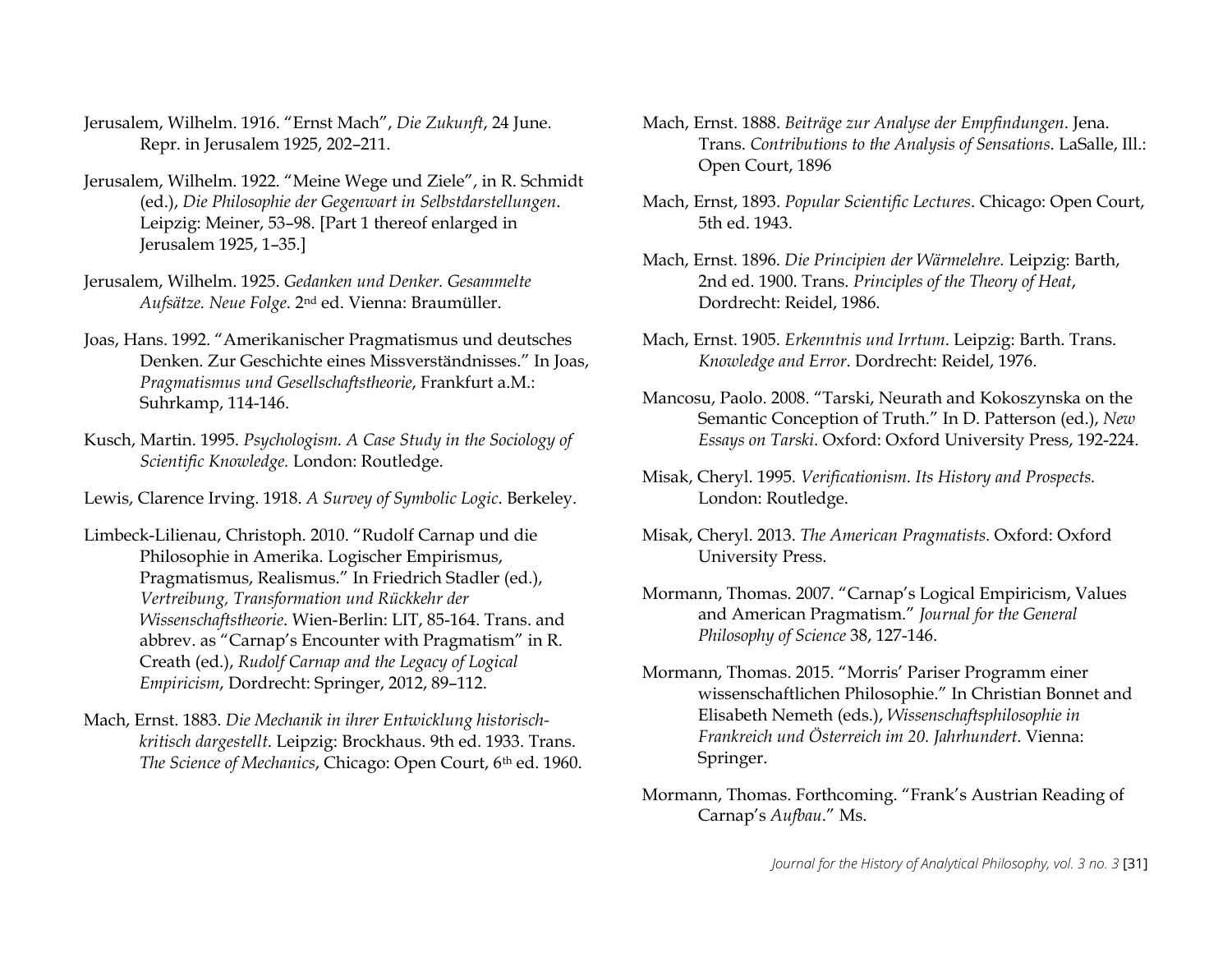Jerusalem, Wilhelm. 1916. "Ernst Mach", *Die Zukunft*, 24 June. Repr. in Jerusalem 1925, 202–211.

Jerusalem, Wilhelm. 1922. "Meine Wege und Ziele", in R. Schmidt (ed.), *Die Philosophie der Gegenwart in Selbstdarstellungen*. Leipzig: Meiner, 53–98. [Part 1 thereof enlarged in Jerusalem 1925, 1–35.]

Jerusalem, Wilhelm. 1925. *Gedanken und Denker. Gesammelte Aufsätze. Neue Folge*. 2nd ed. Vienna: Braumüller.

Joas, Hans. 1992. "Amerikanischer Pragmatismus und deutsches Denken. Zur Geschichte eines Missverständnisses." In Joas, *Pragmatismus und Gesellschaftstheorie*, Frankfurt a.M.: Suhrkamp, 114-146.

Kusch, Martin. 1995. *Psychologism. A Case Study in the Sociology of Scientific Knowledge.* London: Routledge.

Lewis, Clarence Irving. 1918. *A Survey of Symbolic Logic*. Berkeley.

Limbeck-Lilienau, Christoph. 2010. "Rudolf Carnap und die Philosophie in Amerika. Logischer Empirismus, Pragmatismus, Realismus." In Friedrich Stadler (ed.), *Vertreibung, Transformation und Rückkehr der Wissenschaftstheorie*. Wien-Berlin: LIT, 85-164. Trans. and abbrev. as "Carnap's Encounter with Pragmatism" in R. Creath (ed.), *Rudolf Carnap and the Legacy of Logical Empiricism*, Dordrecht: Springer, 2012, 89–112.

Mach, Ernst. 1883. *Die Mechanik in ihrer Entwicklung historisch-kritisch dargestellt*. Leipzig: Brockhaus. 9th ed. 1933. Trans. *The Science of Mechanics*, Chicago: Open Court, 6th ed. 1960.

Mach, Ernst. 1888. *Beiträge zur Analyse der Empfindungen*. Jena. Trans. *Contributions to the Analysis of Sensations*. LaSalle, Ill.: Open Court, 1896

Mach, Ernst, 1893. *Popular Scientific Lectures*. Chicago: Open Court, 5th ed. 1943.

Mach, Ernst. 1896. *Die Principien der Wärmelehre.* Leipzig: Barth, 2nd ed. 1900. Trans. *Principles of the Theory of Heat*, Dordrecht: Reidel, 1986.

Mach, Ernst. 1905. *Erkenntnis und Irrtum*. Leipzig: Barth. Trans. *Knowledge and Error*. Dordrecht: Reidel, 1976.

Mancosu, Paolo. 2008. "Tarski, Neurath and Kokoszynska on the Semantic Conception of Truth." In D. Patterson (ed.), *New Essays on Tarski*. Oxford: Oxford University Press, 192-224.

Misak, Cheryl. 1995. *Verificationism. Its History and Prospects.* London: Routledge.

Misak, Cheryl. 2013. *The American Pragmatists*. Oxford: Oxford University Press.

Mormann, Thomas. 2007. "Carnap's Logical Empiricism, Values and American Pragmatism." *Journal for the General Philosophy of Science* 38, 127-146.

Mormann, Thomas. 2015. "Morris' Pariser Programm einer wissenschaftlichen Philosophie." In Christian Bonnet and Elisabeth Nemeth (eds.), *Wissenschaftsphilosophie in Frankreich und Österreich im 20. Jahrhundert*. Vienna: Springer.

Mormann, Thomas. Forthcoming. "Frank's Austrian Reading of Carnap's *Aufbau*." Ms.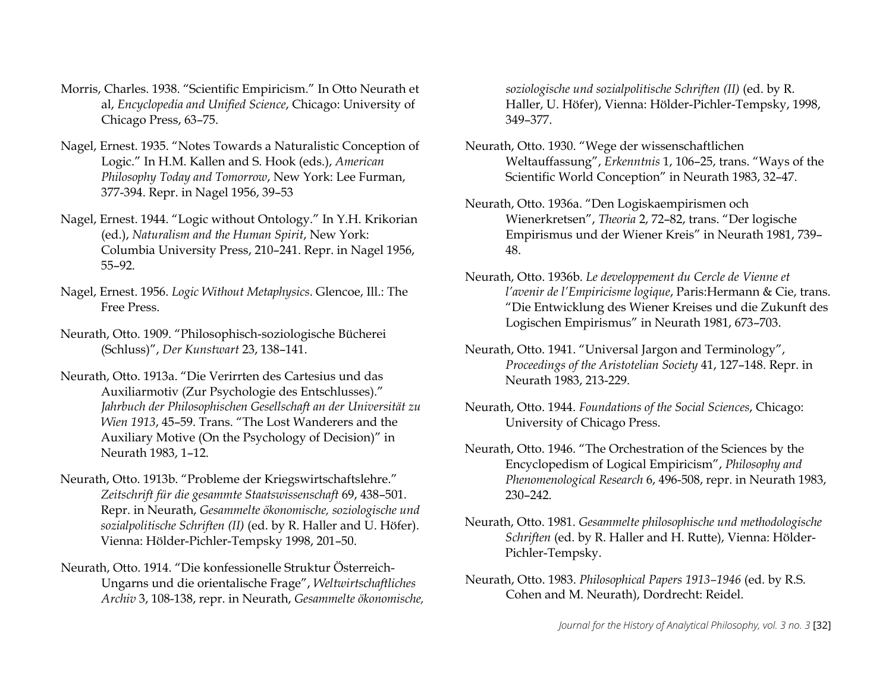Morris, Charles. 1938. "Scientific Empiricism." In Otto Neurath et al, *Encyclopedia and Unified Science*, Chicago: University of Chicago Press, 63–75.

Nagel, Ernest. 1935. "Notes Towards a Naturalistic Conception of Logic." In H.M. Kallen and S. Hook (eds.), *American Philosophy Today and Tomorrow*, New York: Lee Furman, 377-394. Repr. in Nagel 1956, 39–53

Nagel, Ernest. 1944. "Logic without Ontology." In Y.H. Krikorian (ed.), *Naturalism and the Human Spirit*, New York: Columbia University Press, 210–241. Repr. in Nagel 1956, 55–92.

Nagel, Ernest. 1956. *Logic Without Metaphysics*. Glencoe, Ill.: The Free Press.

Neurath, Otto. 1909. "Philosophisch-soziologische Bücherei (Schluss)", *Der Kunstwart* 23, 138–141.

Neurath, Otto. 1913a. "Die Verirrten des Cartesius und das Auxiliarmotiv (Zur Psychologie des Entschlusses)." *Jahrbuch der Philosophischen Gesellschaft an der Universität zu Wien 1913*, 45–59. Trans. "The Lost Wanderers and the Auxiliary Motive (On the Psychology of Decision)" in Neurath 1983, 1–12.

Neurath, Otto. 1913b. "Probleme der Kriegswirtschaftslehre." *Zeitschrift für die gesammte Staatswissenschaft* 69, 438–501. Repr. in Neurath, *Gesammelte ökonomische, soziologische und sozialpolitische Schriften (II)* (ed. by R. Haller and U. Höfer). Vienna: Hölder-Pichler-Tempsky 1998, 201–50.

Neurath, Otto. 1914. "Die konfessionelle Struktur Österreich-Ungarns und die orientalische Frage", *Weltwirtschaftliches Archiv* 3, 108-138, repr. in Neurath, *Gesammelte ökonomische, soziologische und sozialpolitische Schriften (II)* (ed. by R. Haller, U. Höfer), Vienna: Hölder-Pichler-Tempsky, 1998, 349–377.

Neurath, Otto. 1930. "Wege der wissenschaftlichen Weltauffassung", *Erkenntnis* 1, 106–25, trans. "Ways of the Scientific World Conception" in Neurath 1983, 32–47.

Neurath, Otto. 1936a. "Den Logiskaempirismen och Wienerkretsen", *Theoria* 2, 72–82, trans. "Der logische Empirismus und der Wiener Kreis" in Neurath 1981, 739–48.

Neurath, Otto. 1936b. *Le developpement du Cercle de Vienne et l'avenir de l'Empiricisme logique*, Paris:Hermann & Cie, trans. "Die Entwicklung des Wiener Kreises und die Zukunft des Logischen Empirismus" in Neurath 1981, 673–703.

Neurath, Otto. 1941. "Universal Jargon and Terminology", *Proceedings of the Aristotelian Society* 41, 127–148. Repr. in Neurath 1983, 213-229.

Neurath, Otto. 1944. *Foundations of the Social Sciences*, Chicago: University of Chicago Press.

Neurath, Otto. 1946. "The Orchestration of the Sciences by the Encyclopedism of Logical Empiricism", *Philosophy and Phenomenological Research* 6, 496-508, repr. in Neurath 1983, 230–242.

Neurath, Otto. 1981. *Gesammelte philosophische und methodologische Schriften* (ed. by R. Haller and H. Rutte), Vienna: Hölder-Pichler-Tempsky.

Neurath, Otto. 1983. *Philosophical Papers 1913–1946* (ed. by R.S. Cohen and M. Neurath), Dordrecht: Reidel.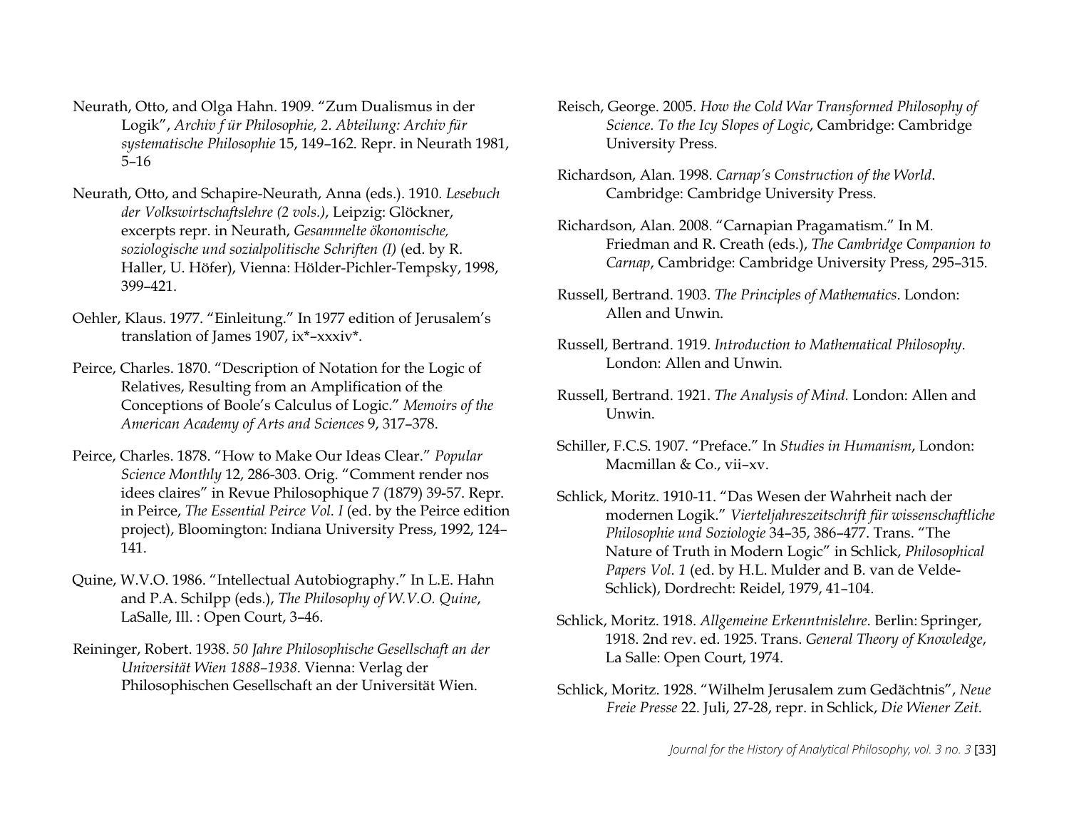Neurath, Otto, and Olga Hahn. 1909. "Zum Dualismus in der Logik", *Archiv f ür Philosophie, 2. Abteilung: Archiv für systematische Philosophie* 15, 149–162. Repr. in Neurath 1981, 5–16

Neurath, Otto, and Schapire-Neurath, Anna (eds.). 1910. *Lesebuch der Volkswirtschaftslehre (2 vols.)*, Leipzig: Glöckner, excerpts repr. in Neurath, *Gesammelte ökonomische, soziologische und sozialpolitische Schriften (I)* (ed. by R. Haller, U. Höfer), Vienna: Hölder-Pichler-Tempsky, 1998, 399–421.

Oehler, Klaus. 1977. "Einleitung." In 1977 edition of Jerusalem's translation of James 1907, ix*–xxxiv*.

Peirce, Charles. 1870. "Description of Notation for the Logic of Relatives, Resulting from an Amplification of the Conceptions of Boole's Calculus of Logic." *Memoirs of the American Academy of Arts and Sciences* 9, 317–378.

Peirce, Charles. 1878. "How to Make Our Ideas Clear." *Popular Science Monthly* 12, 286-303. Orig. "Comment render nos idees claires" in Revue Philosophique 7 (1879) 39-57. Repr. in Peirce, *The Essential Peirce Vol. I* (ed. by the Peirce edition project), Bloomington: Indiana University Press, 1992, 124–141.

Quine, W.V.O. 1986. "Intellectual Autobiography." In L.E. Hahn and P.A. Schilpp (eds.), *The Philosophy of W.V.O. Quine*, LaSalle, Ill. : Open Court, 3–46.

Reininger, Robert. 1938. *50 Jahre Philosophische Gesellschaft an der Universität Wien 1888–1938*. Vienna: Verlag der Philosophischen Gesellschaft an der Universität Wien.

Reisch, George. 2005. *How the Cold War Transformed Philosophy of Science. To the Icy Slopes of Logic*, Cambridge: Cambridge University Press.

Richardson, Alan. 1998. *Carnap's Construction of the World*. Cambridge: Cambridge University Press.

Richardson, Alan. 2008. "Carnapian Pragamatism." In M. Friedman and R. Creath (eds.), *The Cambridge Companion to Carnap*, Cambridge: Cambridge University Press, 295–315.

Russell, Bertrand. 1903. *The Principles of Mathematics*. London: Allen and Unwin.

Russell, Bertrand. 1919. *Introduction to Mathematical Philosophy*. London: Allen and Unwin.

Russell, Bertrand. 1921. *The Analysis of Mind.* London: Allen and Unwin.

Schiller, F.C.S. 1907. "Preface." In *Studies in Humanism*, London: Macmillan & Co., vii–xv.

Schlick, Moritz. 1910-11. "Das Wesen der Wahrheit nach der modernen Logik." *Vierteljahreszeitschrift für wissenschaftliche Philosophie und Soziologie* 34–35, 386–477. Trans. "The Nature of Truth in Modern Logic" in Schlick, *Philosophical Papers Vol. 1* (ed. by H.L. Mulder and B. van de Velde-Schlick), Dordrecht: Reidel, 1979, 41–104.

Schlick, Moritz. 1918. *Allgemeine Erkenntnislehre*. Berlin: Springer, 1918. 2nd rev. ed. 1925. Trans. *General Theory of Knowledge*, La Salle: Open Court, 1974.

Schlick, Moritz. 1928. "Wilhelm Jerusalem zum Gedächtnis", *Neue Freie Presse* 22. Juli, 27-28, repr. in Schlick, *Die Wiener Zeit.*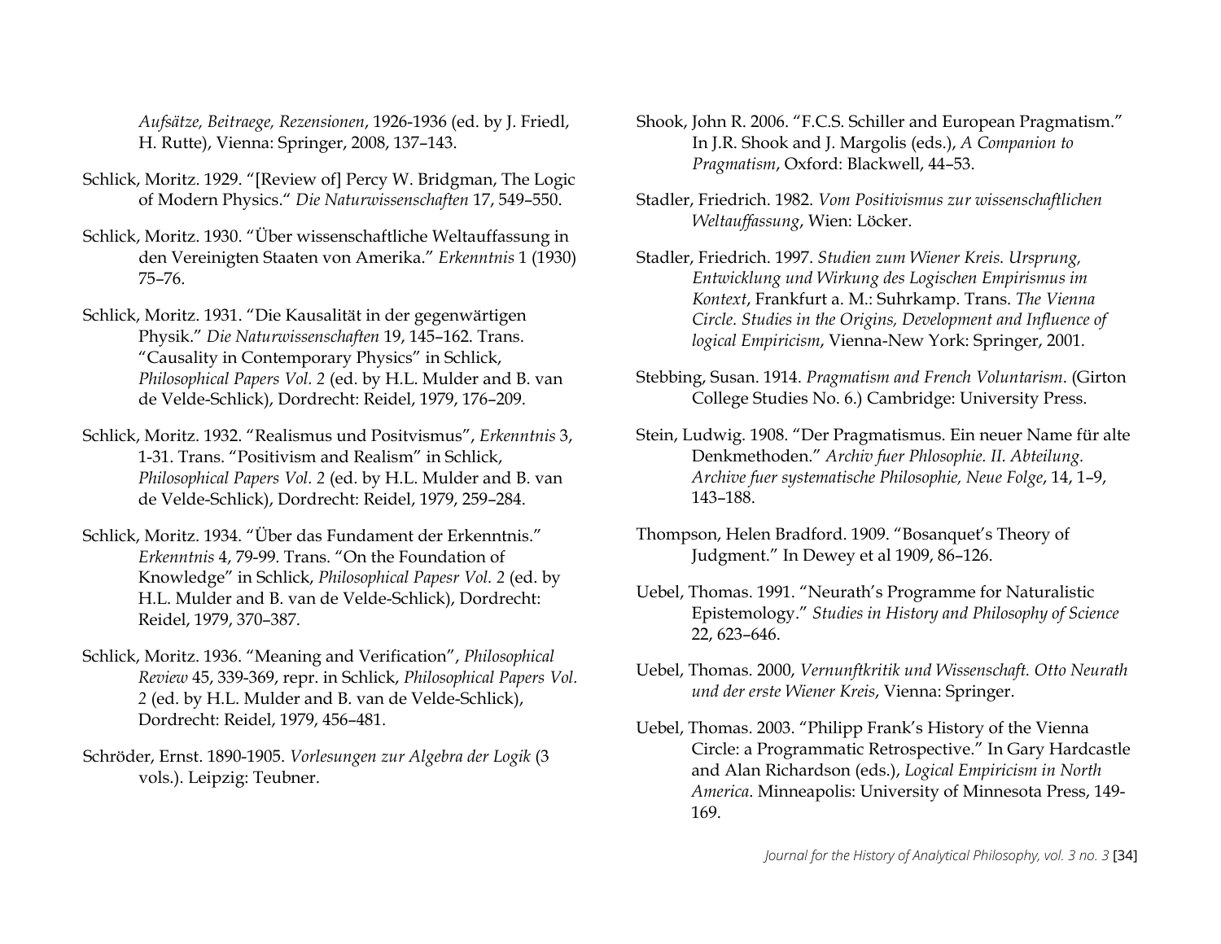*Aufsätze, Beitraege, Rezensionen*, 1926-1936 (ed. by J. Friedl, H. Rutte), Vienna: Springer, 2008, 137–143.

Schlick, Moritz. 1929. "[Review of] Percy W. Bridgman, The Logic of Modern Physics." *Die Naturwissenschaften* 17, 549–550.

Schlick, Moritz. 1930. "Über wissenschaftliche Weltauffassung in den Vereinigten Staaten von Amerika." *Erkenntnis* 1 (1930) 75–76.

Schlick, Moritz. 1931. "Die Kausalität in der gegenwärtigen Physik." *Die Naturwissenschaften* 19, 145–162. Trans. "Causality in Contemporary Physics" in Schlick, *Philosophical Papers Vol. 2* (ed. by H.L. Mulder and B. van de Velde-Schlick), Dordrecht: Reidel, 1979, 176–209.

Schlick, Moritz. 1932. "Realismus und Positvismus", *Erkenntnis* 3, 1-31. Trans. "Positivism and Realism" in Schlick, *Philosophical Papers Vol. 2* (ed. by H.L. Mulder and B. van de Velde-Schlick), Dordrecht: Reidel, 1979, 259–284.

Schlick, Moritz. 1934. "Über das Fundament der Erkenntnis." *Erkenntnis* 4, 79-99. Trans. "On the Foundation of Knowledge" in Schlick, *Philosophical Papesr Vol. 2* (ed. by H.L. Mulder and B. van de Velde-Schlick), Dordrecht: Reidel, 1979, 370–387.

Schlick, Moritz. 1936. "Meaning and Verification", *Philosophical Review* 45, 339-369, repr. in Schlick, *Philosophical Papers Vol. 2* (ed. by H.L. Mulder and B. van de Velde-Schlick), Dordrecht: Reidel, 1979, 456–481.

Schröder, Ernst. 1890-1905. *Vorlesungen zur Algebra der Logik* (3 vols.). Leipzig: Teubner.

Shook, John R. 2006. "F.C.S. Schiller and European Pragmatism." In J.R. Shook and J. Margolis (eds.), *A Companion to Pragmatism*, Oxford: Blackwell, 44–53.

Stadler, Friedrich. 1982. *Vom Positivismus zur wissenschaftlichen Weltauffassung*, Wien: Löcker.

Stadler, Friedrich. 1997. *Studien zum Wiener Kreis. Ursprung, Entwicklung und Wirkung des Logischen Empirismus im Kontext*, Frankfurt a. M.: Suhrkamp. Trans. *The Vienna Circle. Studies in the Origins, Development and Influence of logical Empiricism*, Vienna-New York: Springer, 2001.

Stebbing, Susan. 1914. *Pragmatism and French Voluntarism*. (Girton College Studies No. 6.) Cambridge: University Press.

Stein, Ludwig. 1908. "Der Pragmatismus. Ein neuer Name für alte Denkmethoden." *Archiv fuer Phlosophie. II. Abteilung. Archive fuer systematische Philosophie, Neue Folge*, 14, 1–9, 143–188.

Thompson, Helen Bradford. 1909. "Bosanquet's Theory of Judgment." In Dewey et al 1909, 86–126.

Uebel, Thomas. 1991. "Neurath's Programme for Naturalistic Epistemology." *Studies in History and Philosophy of Science* 22, 623–646.

Uebel, Thomas. 2000, *Vernunftkritik und Wissenschaft. Otto Neurath und der erste Wiener Kreis*, Vienna: Springer.

Uebel, Thomas. 2003. "Philipp Frank's History of the Vienna Circle: a Programmatic Retrospective." In Gary Hardcastle and Alan Richardson (eds.), *Logical Empiricism in North America*. Minneapolis: University of Minnesota Press, 149-169.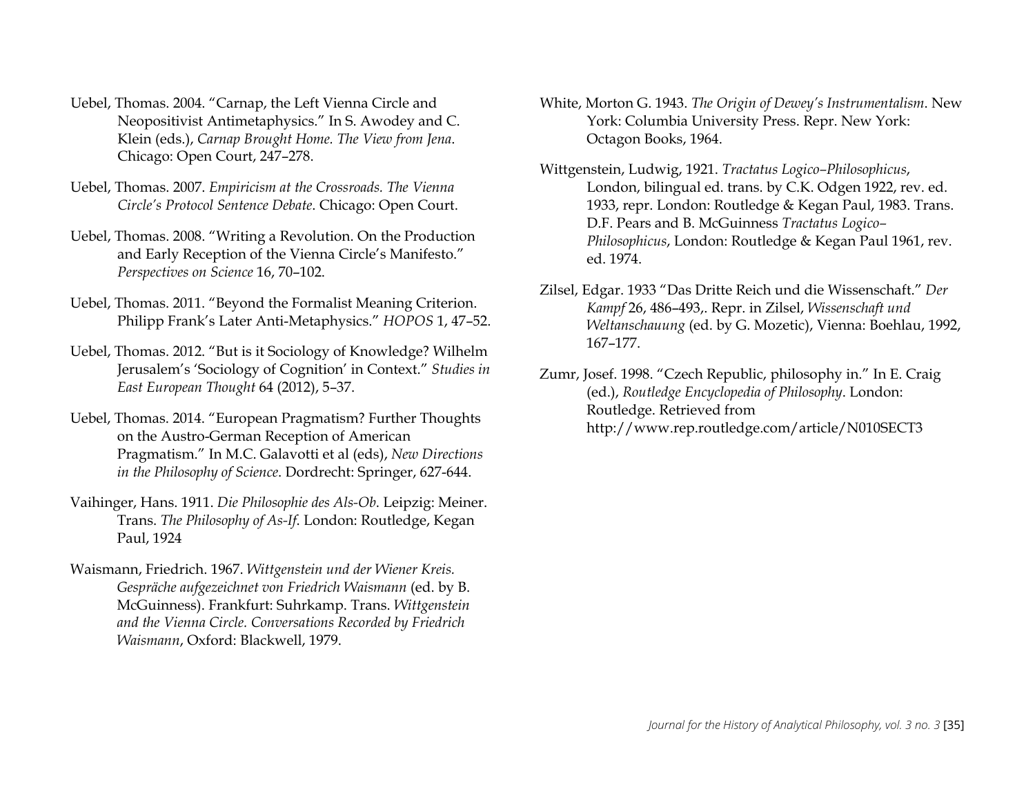Uebel, Thomas. 2004. "Carnap, the Left Vienna Circle and Neopositivist Antimetaphysics." In S. Awodey and C. Klein (eds.), *Carnap Brought Home. The View from Jena*. Chicago: Open Court, 247–278.

Uebel, Thomas. 2007. *Empiricism at the Crossroads. The Vienna Circle's Protocol Sentence Debate*. Chicago: Open Court.

Uebel, Thomas. 2008. "Writing a Revolution. On the Production and Early Reception of the Vienna Circle's Manifesto." *Perspectives on Science* 16, 70–102.

Uebel, Thomas. 2011. "Beyond the Formalist Meaning Criterion. Philipp Frank's Later Anti-Metaphysics." *HOPOS* 1, 47–52.

Uebel, Thomas. 2012. "But is it Sociology of Knowledge? Wilhelm Jerusalem's 'Sociology of Cognition' in Context." *Studies in East European Thought* 64 (2012), 5–37.

Uebel, Thomas. 2014. "European Pragmatism? Further Thoughts on the Austro-German Reception of American Pragmatism." In M.C. Galavotti et al (eds), *New Directions in the Philosophy of Science*. Dordrecht: Springer, 627-644.

Vaihinger, Hans. 1911. *Die Philosophie des Als-Ob*. Leipzig: Meiner. Trans. *The Philosophy of As-If*. London: Routledge, Kegan Paul, 1924

Waismann, Friedrich. 1967. *Wittgenstein und der Wiener Kreis. Gespräche aufgezeichnet von Friedrich Waismann* (ed. by B. McGuinness). Frankfurt: Suhrkamp. Trans. *Wittgenstein and the Vienna Circle. Conversations Recorded by Friedrich Waismann*, Oxford: Blackwell, 1979.

White, Morton G. 1943. *The Origin of Dewey's Instrumentalism*. New York: Columbia University Press. Repr. New York: Octagon Books, 1964.

Wittgenstein, Ludwig, 1921. *Tractatus Logico–Philosophicus*, London, bilingual ed. trans. by C.K. Odgen 1922, rev. ed. 1933, repr. London: Routledge & Kegan Paul, 1983. Trans. D.F. Pears and B. McGuinness *Tractatus Logico–Philosophicus*, London: Routledge & Kegan Paul 1961, rev. ed. 1974.

Zilsel, Edgar. 1933 "Das Dritte Reich und die Wissenschaft." *Der Kampf* 26, 486–493,. Repr. in Zilsel, *Wissenschaft und Weltanschauung* (ed. by G. Mozetic), Vienna: Boehlau, 1992, 167–177.

Zumr, Josef. 1998. "Czech Republic, philosophy in." In E. Craig (ed.), *Routledge Encyclopedia of Philosophy*. London: Routledge. Retrieved from http://www.rep.routledge.com/article/N010SECT3